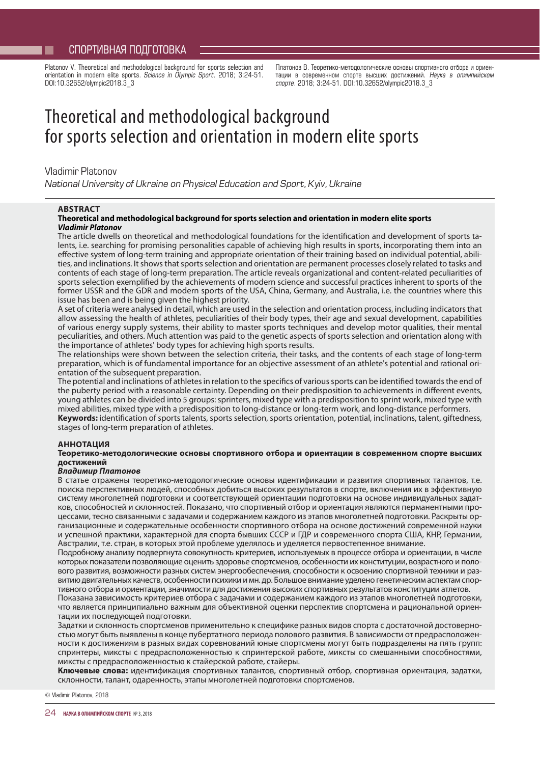Platonov V. Theoretical and methodological background for sports selection and orientation in modern elite sports. *Science in Olympic Sport*. 2018; 3:24-51. DOI:10.32652/olympic2018.3_3

Платонов В. Теоретико-методологические основы спортивного отбора и ориентации в современном спорте высших достижений. *Наука в олимпийском спорте*. 2018; 3:24-51. DOI:10.32652/olympic2018.3_3

# Theoretical and methodological background for sports selection and orientation in modern elite sports

Vladimir Platonov

*National University of Ukraine on Physical Education and Sport, Kyiv, Ukraine*

**ABSTRACT**

**Theoretical and methodological background for sports selection and orientation in modern elite sports**
***Vladimir Platonov***

The article dwells on theoretical and methodological foundations for the identification and development of sports talents, i.e. searching for promising personalities capable of achieving high results in sports, incorporating them into an effective system of long-term training and appropriate orientation of their training based on individual potential, abilities, and inclinations. It shows that sports selection and orientation are permanent processes closely related to tasks and contents of each stage of long-term preparation. The article reveals organizational and content-related peculiarities of sports selection exemplified by the achievements of modern science and successful practices inherent to sports of the former USSR and the GDR and modern sports of the USA, China, Germany, and Australia, i.e. the countries where this issue has been and is being given the highest priority.

A set of criteria were analysed in detail, which are used in the selection and orientation process, including indicators that allow assessing the health of athletes, peculiarities of their body types, their age and sexual development, capabilities of various energy supply systems, their ability to master sports techniques and develop motor qualities, their mental peculiarities, and others. Much attention was paid to the genetic aspects of sports selection and orientation along with the importance of athletes' body types for achieving high sports results.

The relationships were shown between the selection criteria, their tasks, and the contents of each stage of long-term preparation, which is of fundamental importance for an objective assessment of an athlete's potential and rational orientation of the subsequent preparation.

The potential and inclinations of athletes in relation to the specifics of various sports can be identified towards the end of the puberty period with a reasonable certainty. Depending on their predisposition to achievements in different events, young athletes can be divided into 5 groups: sprinters, mixed type with a predisposition to sprint work, mixed type with mixed abilities, mixed type with a predisposition to long-distance or long-term work, and long-distance performers.

**Keywords:** identification of sports talents, sports selection, sports orientation, potential, inclinations, talent, giftedness, stages of long-term preparation of athletes.

**АННОТАЦИЯ**

**Теоретико-методологические основы спортивного отбора и ориентации в современном спорте высших достижений**
***Владимир Платонов***

В статье отражены теоретико-методологические основы идентификации и развития спортивных талантов, т.е. поиска перспективных людей, способных добиться высоких результатов в спорте, включения их в эффективную систему многолетней подготовки и соответствующей ориентации подготовки на основе индивидуальных задатков, способностей и склонностей. Показано, что спортивный отбор и ориентация являются перманентными процессами, тесно связанными с задачами и содержанием каждого из этапов многолетней подготовки. Раскрыты организационные и содержательные особенности спортивного отбора на основе достижений современной науки и успешной практики, характерной для спорта бывших СССР и ГДР и современного спорта США, КНР, Германии, Австралии, т.е. стран, в которых этой проблеме уделялось и уделяется первостепенное внимание.

Подробному анализу подвергнута совокупность критериев, используемых в процессе отбора и ориентации, в числе которых показатели позволяющие оценить здоровье спортсменов, особенности их конституции, возрастного и полового развития, возможности разных систем энергообеспечения, способности к освоению спортивной техники и развитию двигательных качеств, особенности психики и мн. др. Большое внимание уделено генетическим аспектам спортивного отбора и ориентации, значимости для достижения высоких спортивных результатов конституции атлетов.

Показана зависимость критериев отбора с задачами и содержанием каждого из этапов многолетней подготовки, что является принципиально важным для объективной оценки перспектив спортсмена и рациональной ориентации их последующей подготовки.

Задатки и склонность спортсменов применительно к специфике разных видов спорта с достаточной достоверностью могут быть выявлены в конце пубертатного периода полового развития. В зависимости от предрасположенности к достижениям в разных видах соревнований юные спортсмены могут быть подразделены на пять групп: спринтеры, миксты с предрасположенностью к спринтерской работе, миксты со смешанными способностями, миксты с предрасположенностью к стайерской работе, стайеры.

**Ключевые слова:** идентификация спортивных талантов, спортивный отбор, спортивная ориентация, задатки, склонности, талант, одаренность, этапы многолетней подготовки спортсменов.

© Vladimir Platonov, 2018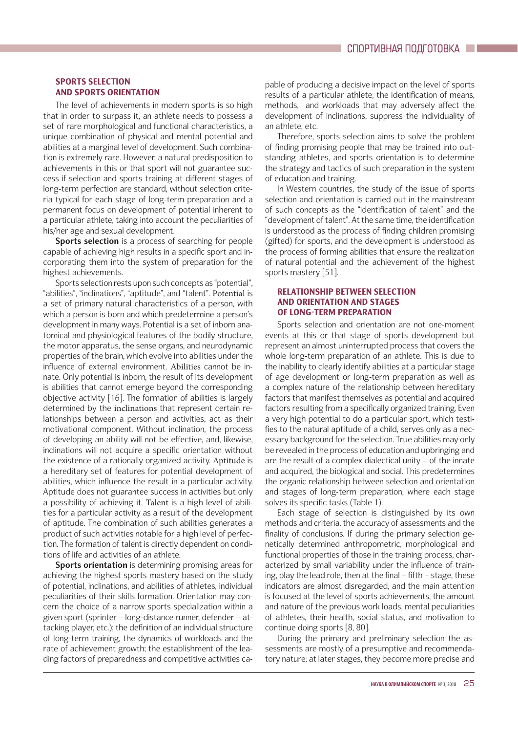## SPORTS SELECTION AND SPORTS ORIENTATION

The level of achievements in modern sports is so high that in order to surpass it, an athlete needs to possess a set of rare morphological and functional characteristics, a unique combination of physical and mental potential and abilities at a marginal level of development. Such combination is extremely rare. However, a natural predisposition to achievements in this or that sport will not guarantee success if selection and sports training at different stages of long-term perfection are standard, without selection criteria typical for each stage of long-term preparation and a permanent focus on development of potential inherent to a particular athlete, taking into account the peculiarities of his/her age and sexual development.

**Sports selection** is a process of searching for people capable of achieving high results in a specific sport and incorporating them into the system of preparation for the highest achievements.

Sports selection rests upon such concepts as "potential", "abilities", "inclinations", "aptitude", and "talent". Potential is a set of primary natural characteristics of a person, with which a person is born and which predetermine a person's development in many ways. Potential is a set of inborn anatomical and physiological features of the bodily structure, the motor apparatus, the sense organs, and neurodynamic properties of the brain, which evolve into abilities under the influence of external environment. Abilities cannot be innate. Only potential is inborn, the result of its development is abilities that cannot emerge beyond the corresponding objective activity [16]. The formation of abilities is largely determined by the inclinations that represent certain relationships between a person and activities, act as their motivational component. Without inclination, the process of developing an ability will not be effective, and, likewise, inclinations will not acquire a specific orientation without the existence of a rationally organized activity. Aptitude is a hereditary set of features for potential development of abilities, which influence the result in a particular activity. Aptitude does not guarantee success in activities but only a possibility of achieving it. Talent is a high level of abilities for a particular activity as a result of the development of aptitude. The combination of such abilities generates a product of such activities notable for a high level of perfection. The formation of talent is directly dependent on conditions of life and activities of an athlete.

**Sports orientation** is determining promising areas for achieving the highest sports mastery based on the study of potential, inclinations, and abilities of athletes, individual peculiarities of their skills formation. Orientation may concern the choice of a narrow sports specialization within a given sport (sprinter – long-distance runner, defender – attacking player, etc.); the definition of an individual structure of long-term training, the dynamics of workloads and the rate of achievement growth; the establishment of the leading factors of preparedness and competitive activities capable of producing a decisive impact on the level of sports results of a particular athlete; the identification of means, methods, and workloads that may adversely affect the development of inclinations, suppress the individuality of an athlete, etc.

Therefore, sports selection aims to solve the problem of finding promising people that may be trained into outstanding athletes, and sports orientation is to determine the strategy and tactics of such preparation in the system of education and training.

In Western countries, the study of the issue of sports selection and orientation is carried out in the mainstream of such concepts as the "identification of talent" and the "development of talent". At the same time, the identification is understood as the process of finding children promising (gifted) for sports, and the development is understood as the process of forming abilities that ensure the realization of natural potential and the achievement of the highest sports mastery [51].

## RELATIONSHIP BETWEEN SELECTION AND ORIENTATION AND STAGES OF LONG-TERM PREPARATION

Sports selection and orientation are not one-moment events at this or that stage of sports development but represent an almost uninterrupted process that covers the whole long-term preparation of an athlete. This is due to the inability to clearly identify abilities at a particular stage of age development or long-term preparation as well as a complex nature of the relationship between hereditary factors that manifest themselves as potential and acquired factors resulting from a specifically organized training. Even a very high potential to do a particular sport, which testifies to the natural aptitude of a child, serves only as a necessary background for the selection. True abilities may only be revealed in the process of education and upbringing and are the result of a complex dialectical unity – of the innate and acquired, the biological and social. This predetermines the organic relationship between selection and orientation and stages of long-term preparation, where each stage solves its specific tasks (Table 1).

Each stage of selection is distinguished by its own methods and criteria, the accuracy of assessments and the finality of conclusions. If during the primary selection genetically determined anthropometric, morphological and functional properties of those in the training process, characterized by small variability under the influence of training, play the lead role, then at the final – fifth – stage, these indicators are almost disregarded, and the main attention is focused at the level of sports achievements, the amount and nature of the previous work loads, mental peculiarities of athletes, their health, social status, and motivation to continue doing sports [8, 80].

During the primary and preliminary selection the assessments are mostly of a presumptive and recommendatory nature; at later stages, they become more precise and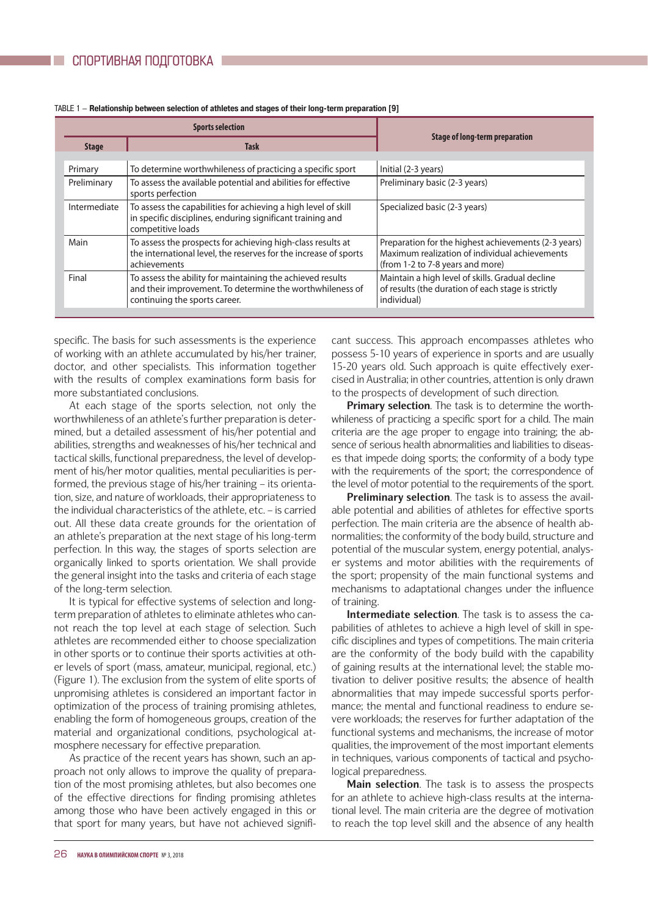TABLE 1 – **Relationship between selection of athletes and stages of their long-term preparation [9]**

| Sports selection | | Stage of long-term preparation |
|---|---|---|
| **Stage** | **Task** | |
| Primary | To determine worthwhileness of practicing a specific sport | Initial (2-3 years) |
| Preliminary | To assess the available potential and abilities for effective sports perfection | Preliminary basic (2-3 years) |
| Intermediate | To assess the capabilities for achieving a high level of skill in specific disciplines, enduring significant training and competitive loads | Specialized basic (2-3 years) |
| Main | To assess the prospects for achieving high-class results at the international level, the reserves for the increase of sports achievements | Preparation for the highest achievements (2-3 years) Maximum realization of individual achievements (from 1-2 to 7-8 years and more) |
| Final | To assess the ability for maintaining the achieved results and their improvement. To determine the worthwhileness of continuing the sports career. | Maintain a high level of skills. Gradual decline of results (the duration of each stage is strictly individual) |

specific. The basis for such assessments is the experience of working with an athlete accumulated by his/her trainer, doctor, and other specialists. This information together with the results of complex examinations form basis for more substantiated conclusions.

At each stage of the sports selection, not only the worthwhileness of an athlete's further preparation is determined, but a detailed assessment of his/her potential and abilities, strengths and weaknesses of his/her technical and tactical skills, functional preparedness, the level of development of his/her motor qualities, mental peculiarities is performed, the previous stage of his/her training – its orientation, size, and nature of workloads, their appropriateness to the individual characteristics of the athlete, etc. – is carried out. All these data create grounds for the orientation of an athlete's preparation at the next stage of his long-term perfection. In this way, the stages of sports selection are organically linked to sports orientation. We shall provide the general insight into the tasks and criteria of each stage of the long-term selection.

It is typical for effective systems of selection and long-term preparation of athletes to eliminate athletes who cannot reach the top level at each stage of selection. Such athletes are recommended either to choose specialization in other sports or to continue their sports activities at other levels of sport (mass, amateur, municipal, regional, etc.) (Figure 1). The exclusion from the system of elite sports of unpromising athletes is considered an important factor in optimization of the process of training promising athletes, enabling the form of homogeneous groups, creation of the material and organizational conditions, psychological atmosphere necessary for effective preparation.

As practice of the recent years has shown, such an approach not only allows to improve the quality of preparation of the most promising athletes, but also becomes one of the effective directions for finding promising athletes among those who have been actively engaged in this or that sport for many years, but have not achieved significant success. This approach encompasses athletes who possess 5-10 years of experience in sports and are usually 15-20 years old. Such approach is quite effectively exercised in Australia; in other countries, attention is only drawn to the prospects of development of such direction.

**Primary selection**. The task is to determine the worthwhileness of practicing a specific sport for a child. The main criteria are the age proper to engage into training; the absence of serious health abnormalities and liabilities to diseases that impede doing sports; the conformity of a body type with the requirements of the sport; the correspondence of the level of motor potential to the requirements of the sport.

**Preliminary selection**. The task is to assess the available potential and abilities of athletes for effective sports perfection. The main criteria are the absence of health abnormalities; the conformity of the body build, structure and potential of the muscular system, energy potential, analyser systems and motor abilities with the requirements of the sport; propensity of the main functional systems and mechanisms to adaptational changes under the influence of training.

**Intermediate selection**. The task is to assess the capabilities of athletes to achieve a high level of skill in specific disciplines and types of competitions. The main criteria are the conformity of the body build with the capability of gaining results at the international level; the stable motivation to deliver positive results; the absence of health abnormalities that may impede successful sports performance; the mental and functional readiness to endure severe workloads; the reserves for further adaptation of the functional systems and mechanisms, the increase of motor qualities, the improvement of the most important elements in techniques, various components of tactical and psychological preparedness.

**Main selection**. The task is to assess the prospects for an athlete to achieve high-class results at the international level. The main criteria are the degree of motivation to reach the top level skill and the absence of any health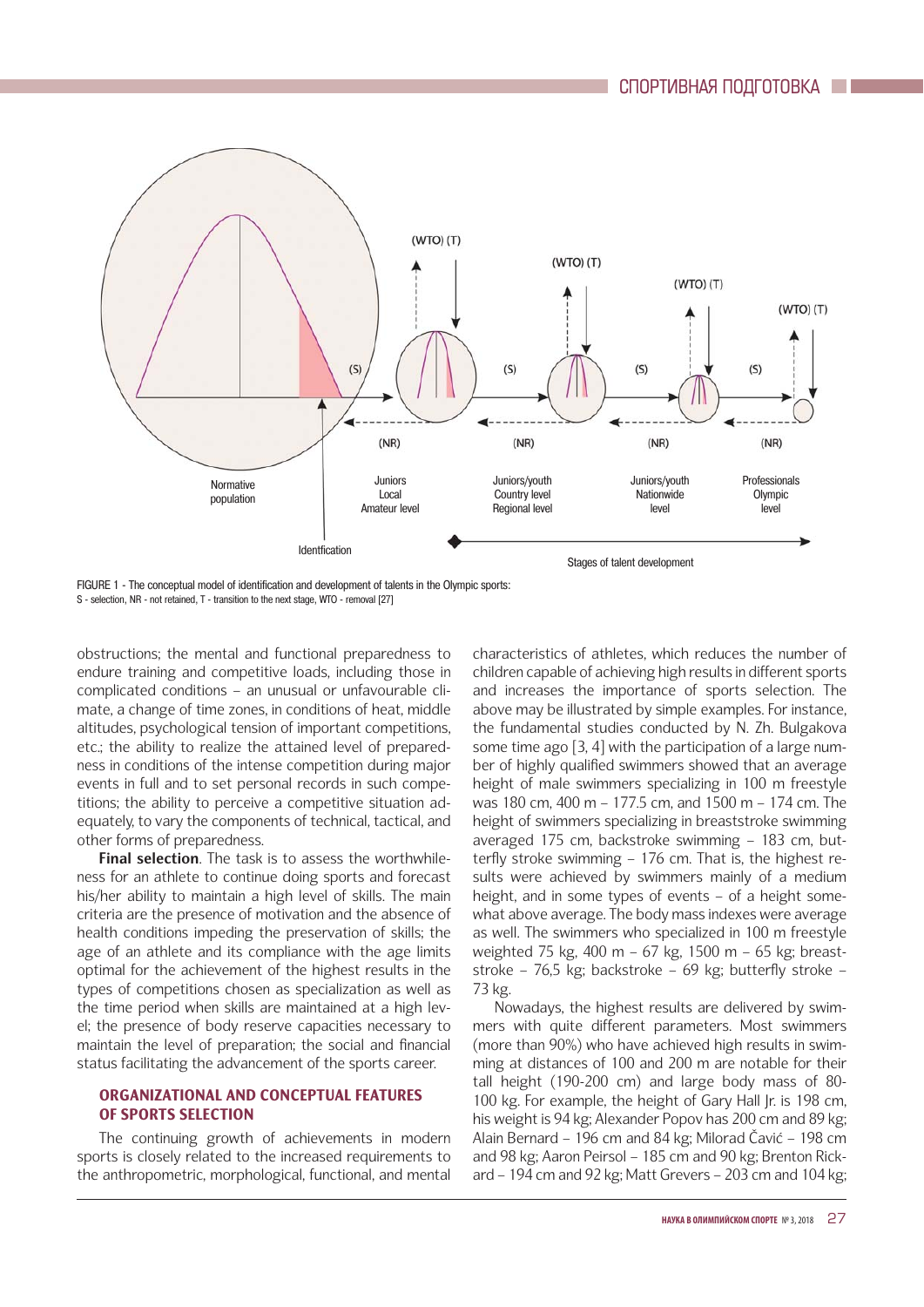(WTO) (T)

(WTO) (T)

(WTO) (T)

(WTO) (T)

(S)

(S)

(S)

(S)

(NR)

(NR)

(NR)

(NR)

Normative population

Juniors Local Amateur level

Juniors/youth Country level Regional level

Juniors/youth Nationwide level

Professionals Olympic level

Identfication

Stages of talent development

FIGURE 1 - The conceptual model of identification and development of talents in the Olympic sports:
S - selection, NR - not retained, T - transition to the next stage, WTO - removal [27]

obstructions; the mental and functional preparedness to endure training and competitive loads, including those in complicated conditions – an unusual or unfavourable climate, a change of time zones, in conditions of heat, middle altitudes, psychological tension of important competitions, etc.; the ability to realize the attained level of preparedness in conditions of the intense competition during major events in full and to set personal records in such competitions; the ability to perceive a competitive situation adequately, to vary the components of technical, tactical, and other forms of preparedness.

**Final selection**. The task is to assess the worthwhileness for an athlete to continue doing sports and forecast his/her ability to maintain a high level of skills. The main criteria are the presence of motivation and the absence of health conditions impeding the preservation of skills; the age of an athlete and its compliance with the age limits optimal for the achievement of the highest results in the types of competitions chosen as specialization as well as the time period when skills are maintained at a high level; the presence of body reserve capacities necessary to maintain the level of preparation; the social and financial status facilitating the advancement of the sports career.

## ORGANIZATIONAL AND CONCEPTUAL FEATURES OF SPORTS SELECTION

The continuing growth of achievements in modern sports is closely related to the increased requirements to the anthropometric, morphological, functional, and mental characteristics of athletes, which reduces the number of children capable of achieving high results in different sports and increases the importance of sports selection. The above may be illustrated by simple examples. For instance, the fundamental studies conducted by N. Zh. Bulgakova some time ago [3, 4] with the participation of a large number of highly qualified swimmers showed that an average height of male swimmers specializing in 100 m freestyle was 180 cm, 400 m – 177.5 cm, and 1500 m – 174 cm. The height of swimmers specializing in breaststroke swimming averaged 175 cm, backstroke swimming – 183 cm, butterfly stroke swimming – 176 cm. That is, the highest results were achieved by swimmers mainly of a medium height, and in some types of events – of a height somewhat above average. The body mass indexes were average as well. The swimmers who specialized in 100 m freestyle weighted 75 kg, 400 m – 67 kg, 1500 m – 65 kg; breaststroke – 76,5 kg; backstroke – 69 kg; butterfly stroke – 73 kg.

Nowadays, the highest results are delivered by swimmers with quite different parameters. Most swimmers (more than 90%) who have achieved high results in swimming at distances of 100 and 200 m are notable for their tall height (190-200 cm) and large body mass of 80-100 kg. For example, the height of Gary Hall Jr. is 198 cm, his weight is 94 kg; Alexander Popov has 200 cm and 89 kg; Alain Bernard – 196 cm and 84 kg; Milorad Čavić – 198 cm and 98 kg; Aaron Peirsol – 185 cm and 90 kg; Brenton Rickard – 194 cm and 92 kg; Matt Grevers – 203 cm and 104 kg;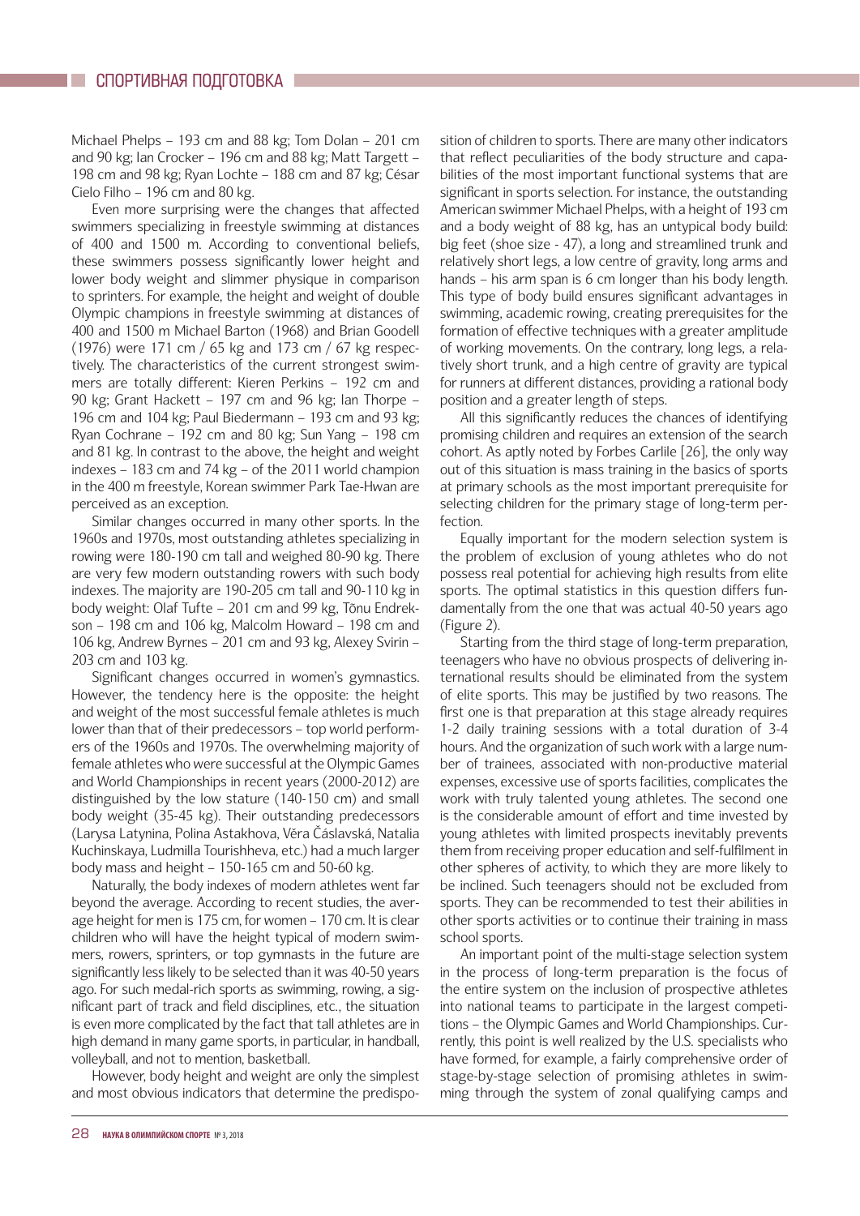Michael Phelps – 193 cm and 88 kg; Tom Dolan – 201 cm and 90 kg; Ian Crocker – 196 cm and 88 kg; Matt Targett – 198 cm and 98 kg; Ryan Lochte – 188 cm and 87 kg; César Cielo Filho – 196 cm and 80 kg.

Even more surprising were the changes that affected swimmers specializing in freestyle swimming at distances of 400 and 1500 m. According to conventional beliefs, these swimmers possess significantly lower height and lower body weight and slimmer physique in comparison to sprinters. For example, the height and weight of double Olympic champions in freestyle swimming at distances of 400 and 1500 m Michael Barton (1968) and Brian Goodell (1976) were 171 cm / 65 kg and 173 cm / 67 kg respectively. The characteristics of the current strongest swimmers are totally different: Kieren Perkins – 192 cm and 90 kg; Grant Hackett – 197 cm and 96 kg; Ian Thorpe – 196 cm and 104 kg; Paul Biedermann – 193 cm and 93 kg; Ryan Cochrane – 192 cm and 80 kg; Sun Yang – 198 cm and 81 kg. In contrast to the above, the height and weight indexes – 183 cm and 74 kg – of the 2011 world champion in the 400 m freestyle, Korean swimmer Park Tae-Hwan are perceived as an exception.

Similar changes occurred in many other sports. In the 1960s and 1970s, most outstanding athletes specializing in rowing were 180-190 cm tall and weighed 80-90 kg. There are very few modern outstanding rowers with such body indexes. The majority are 190-205 cm tall and 90-110 kg in body weight: Olaf Tufte – 201 cm and 99 kg, Tõnu Endrekson – 198 cm and 106 kg, Malcolm Howard – 198 cm and 106 kg, Andrew Byrnes – 201 cm and 93 kg, Alexey Svirin – 203 cm and 103 kg.

Significant changes occurred in women's gymnastics. However, the tendency here is the opposite: the height and weight of the most successful female athletes is much lower than that of their predecessors – top world performers of the 1960s and 1970s. The overwhelming majority of female athletes who were successful at the Olympic Games and World Championships in recent years (2000-2012) are distinguished by the low stature (140-150 cm) and small body weight (35-45 kg). Their outstanding predecessors (Larysa Latynina, Polina Astakhova, Věra Čáslavská, Natalia Kuchinskaya, Ludmilla Tourishheva, etc.) had a much larger body mass and height – 150-165 cm and 50-60 kg.

Naturally, the body indexes of modern athletes went far beyond the average. According to recent studies, the average height for men is 175 cm, for women – 170 cm. It is clear children who will have the height typical of modern swimmers, rowers, sprinters, or top gymnasts in the future are significantly less likely to be selected than it was 40-50 years ago. For such medal-rich sports as swimming, rowing, a significant part of track and field disciplines, etc., the situation is even more complicated by the fact that tall athletes are in high demand in many game sports, in particular, in handball, volleyball, and not to mention, basketball.

However, body height and weight are only the simplest and most obvious indicators that determine the predisposition of children to sports. There are many other indicators that reflect peculiarities of the body structure and capabilities of the most important functional systems that are significant in sports selection. For instance, the outstanding American swimmer Michael Phelps, with a height of 193 cm and a body weight of 88 kg, has an untypical body build: big feet (shoe size - 47), a long and streamlined trunk and relatively short legs, a low centre of gravity, long arms and hands – his arm span is 6 cm longer than his body length. This type of body build ensures significant advantages in swimming, academic rowing, creating prerequisites for the formation of effective techniques with a greater amplitude of working movements. On the contrary, long legs, a relatively short trunk, and a high centre of gravity are typical for runners at different distances, providing a rational body position and a greater length of steps.

All this significantly reduces the chances of identifying promising children and requires an extension of the search cohort. As aptly noted by Forbes Carlile [26], the only way out of this situation is mass training in the basics of sports at primary schools as the most important prerequisite for selecting children for the primary stage of long-term perfection.

Equally important for the modern selection system is the problem of exclusion of young athletes who do not possess real potential for achieving high results from elite sports. The optimal statistics in this question differs fundamentally from the one that was actual 40-50 years ago (Figure 2).

Starting from the third stage of long-term preparation, teenagers who have no obvious prospects of delivering international results should be eliminated from the system of elite sports. This may be justified by two reasons. The first one is that preparation at this stage already requires 1-2 daily training sessions with a total duration of 3-4 hours. And the organization of such work with a large number of trainees, associated with non-productive material expenses, excessive use of sports facilities, complicates the work with truly talented young athletes. The second one is the considerable amount of effort and time invested by young athletes with limited prospects inevitably prevents them from receiving proper education and self-fulfilment in other spheres of activity, to which they are more likely to be inclined. Such teenagers should not be excluded from sports. They can be recommended to test their abilities in other sports activities or to continue their training in mass school sports.

An important point of the multi-stage selection system in the process of long-term preparation is the focus of the entire system on the inclusion of prospective athletes into national teams to participate in the largest competitions – the Olympic Games and World Championships. Currently, this point is well realized by the U.S. specialists who have formed, for example, a fairly comprehensive order of stage-by-stage selection of promising athletes in swimming through the system of zonal qualifying camps and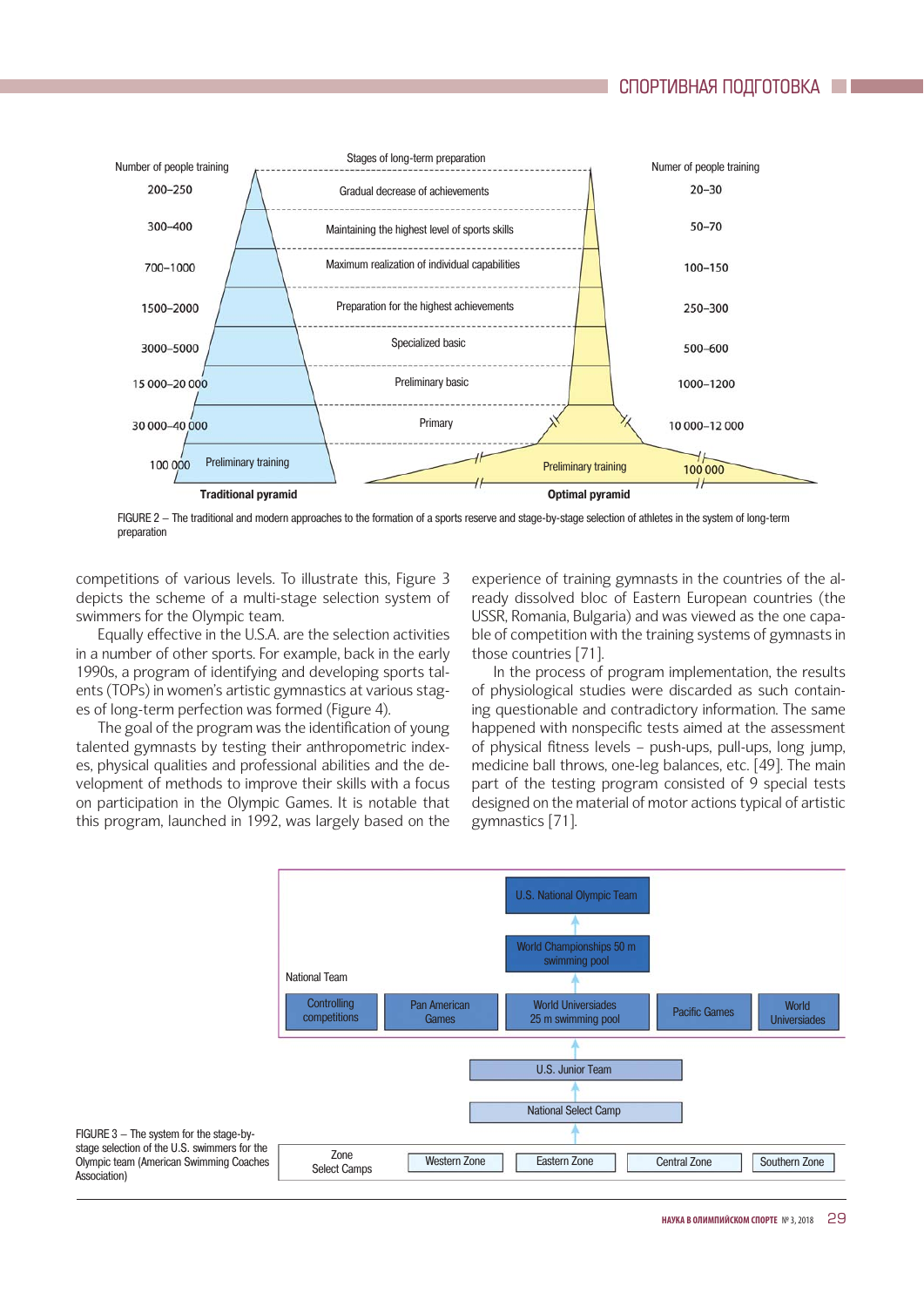Stages of long-term preparation

Number of people training

Numer of people training

| Number of people training | Stages of long-term preparation | Numer of people training |
|---|---|---|
| 200–250 | Gradual decrease of achievements | 20–30 |
| 300–400 | Maintaining the highest level of sports skills | 50–70 |
| 700–1000 | Maximum realization of individual capabilities | 100–150 |
| 1500–2000 | Preparation for the highest achievements | 250–300 |
| 3000–5000 | Specialized basic | 500–600 |
| 15 000–20 000 | Preliminary basic | 1000–1200 |
| 30 000–40 000 | Primary | 10 000–12 000 |
| 100 000 | Preliminary training | 100 000 |

Traditional pyramid

Optimal pyramid

FIGURE 2 – The traditional and modern approaches to the formation of a sports reserve and stage-by-stage selection of athletes in the system of long-term preparation

competitions of various levels. To illustrate this, Figure 3 depicts the scheme of a multi-stage selection system of swimmers for the Olympic team.

Equally effective in the U.S.A. are the selection activities in a number of other sports. For example, back in the early 1990s, a program of identifying and developing sports talents (TOPs) in women's artistic gymnastics at various stages of long-term perfection was formed (Figure 4).

The goal of the program was the identification of young talented gymnasts by testing their anthropometric indexes, physical qualities and professional abilities and the development of methods to improve their skills with a focus on participation in the Olympic Games. It is notable that this program, launched in 1992, was largely based on the experience of training gymnasts in the countries of the already dissolved bloc of Eastern European countries (the USSR, Romania, Bulgaria) and was viewed as the one capable of competition with the training systems of gymnasts in those countries [71].

In the process of program implementation, the results of physiological studies were discarded as such containing questionable and contradictory information. The same happened with nonspecific tests aimed at the assessment of physical fitness levels – push-ups, pull-ups, long jump, medicine ball throws, one-leg balances, etc. [49]. The main part of the testing program consisted of 9 special tests designed on the material of motor actions typical of artistic gymnastics [71].

U.S. National Olympic Team

World Championships 50 m swimming pool

National Team

Controlling competitions

Pan American Games

World Universiades 25 m swimming pool

Pacific Games

World Universiades

U.S. Junior Team

National Select Camp

Zone Select Camps

Western Zone

Eastern Zone

Central Zone

Southern Zone

FIGURE 3 – The system for the stage-by-stage selection of the U.S. swimmers for the Olympic team (American Swimming Coaches Association)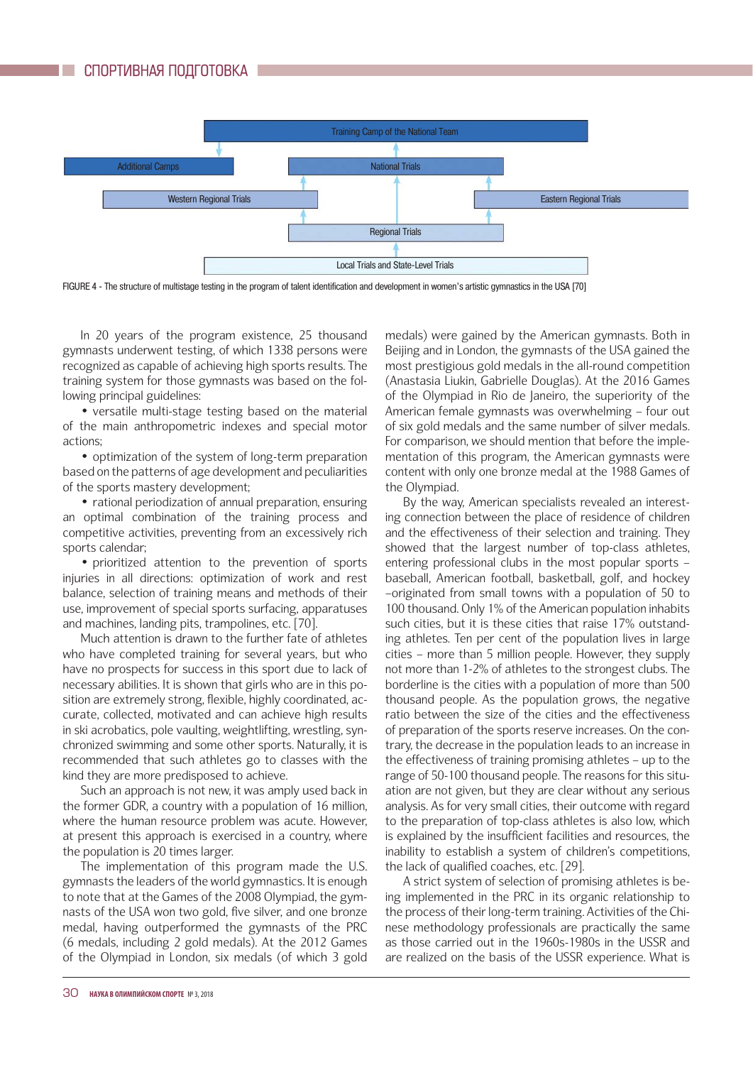Training Camp of the National Team

Additional Camps

National Trials

Western Regional Trials

Eastern Regional Trials

Regional Trials

Local Trials and State-Level Trials

FIGURE 4 - The structure of multistage testing in the program of talent identification and development in women's artistic gymnastics in the USA [70]

In 20 years of the program existence, 25 thousand gymnasts underwent testing, of which 1338 persons were recognized as capable of achieving high sports results. The training system for those gymnasts was based on the following principal guidelines:

- versatile multi-stage testing based on the material of the main anthropometric indexes and special motor actions;
- optimization of the system of long-term preparation based on the patterns of age development and peculiarities of the sports mastery development;
- rational periodization of annual preparation, ensuring an optimal combination of the training process and competitive activities, preventing from an excessively rich sports calendar;
- prioritized attention to the prevention of sports injuries in all directions: optimization of work and rest balance, selection of training means and methods of their use, improvement of special sports surfacing, apparatuses and machines, landing pits, trampolines, etc. [70].

Much attention is drawn to the further fate of athletes who have completed training for several years, but who have no prospects for success in this sport due to lack of necessary abilities. It is shown that girls who are in this position are extremely strong, flexible, highly coordinated, accurate, collected, motivated and can achieve high results in ski acrobatics, pole vaulting, weightlifting, wrestling, synchronized swimming and some other sports. Naturally, it is recommended that such athletes go to classes with the kind they are more predisposed to achieve.

Such an approach is not new, it was amply used back in the former GDR, a country with a population of 16 million, where the human resource problem was acute. However, at present this approach is exercised in a country, where the population is 20 times larger.

The implementation of this program made the U.S. gymnasts the leaders of the world gymnastics. It is enough to note that at the Games of the 2008 Olympiad, the gymnasts of the USA won two gold, five silver, and one bronze medal, having outperformed the gymnasts of the PRC (6 medals, including 2 gold medals). At the 2012 Games of the Olympiad in London, six medals (of which 3 gold medals) were gained by the American gymnasts. Both in Beijing and in London, the gymnasts of the USA gained the most prestigious gold medals in the all-round competition (Anastasia Liukin, Gabrielle Douglas). At the 2016 Games of the Olympiad in Rio de Janeiro, the superiority of the American female gymnasts was overwhelming – four out of six gold medals and the same number of silver medals. For comparison, we should mention that before the implementation of this program, the American gymnasts were content with only one bronze medal at the 1988 Games of the Olympiad.

By the way, American specialists revealed an interesting connection between the place of residence of children and the effectiveness of their selection and training. They showed that the largest number of top-class athletes, entering professional clubs in the most popular sports – baseball, American football, basketball, golf, and hockey –originated from small towns with a population of 50 to 100 thousand. Only 1% of the American population inhabits such cities, but it is these cities that raise 17% outstanding athletes. Ten per cent of the population lives in large cities – more than 5 million people. However, they supply not more than 1-2% of athletes to the strongest clubs. The borderline is the cities with a population of more than 500 thousand people. As the population grows, the negative ratio between the size of the cities and the effectiveness of preparation of the sports reserve increases. On the contrary, the decrease in the population leads to an increase in the effectiveness of training promising athletes – up to the range of 50-100 thousand people. The reasons for this situation are not given, but they are clear without any serious analysis. As for very small cities, their outcome with regard to the preparation of top-class athletes is also low, which is explained by the insufficient facilities and resources, the inability to establish a system of children's competitions, the lack of qualified coaches, etc. [29].

A strict system of selection of promising athletes is being implemented in the PRC in its organic relationship to the process of their long-term training. Activities of the Chinese methodology professionals are practically the same as those carried out in the 1960s-1980s in the USSR and are realized on the basis of the USSR experience. What is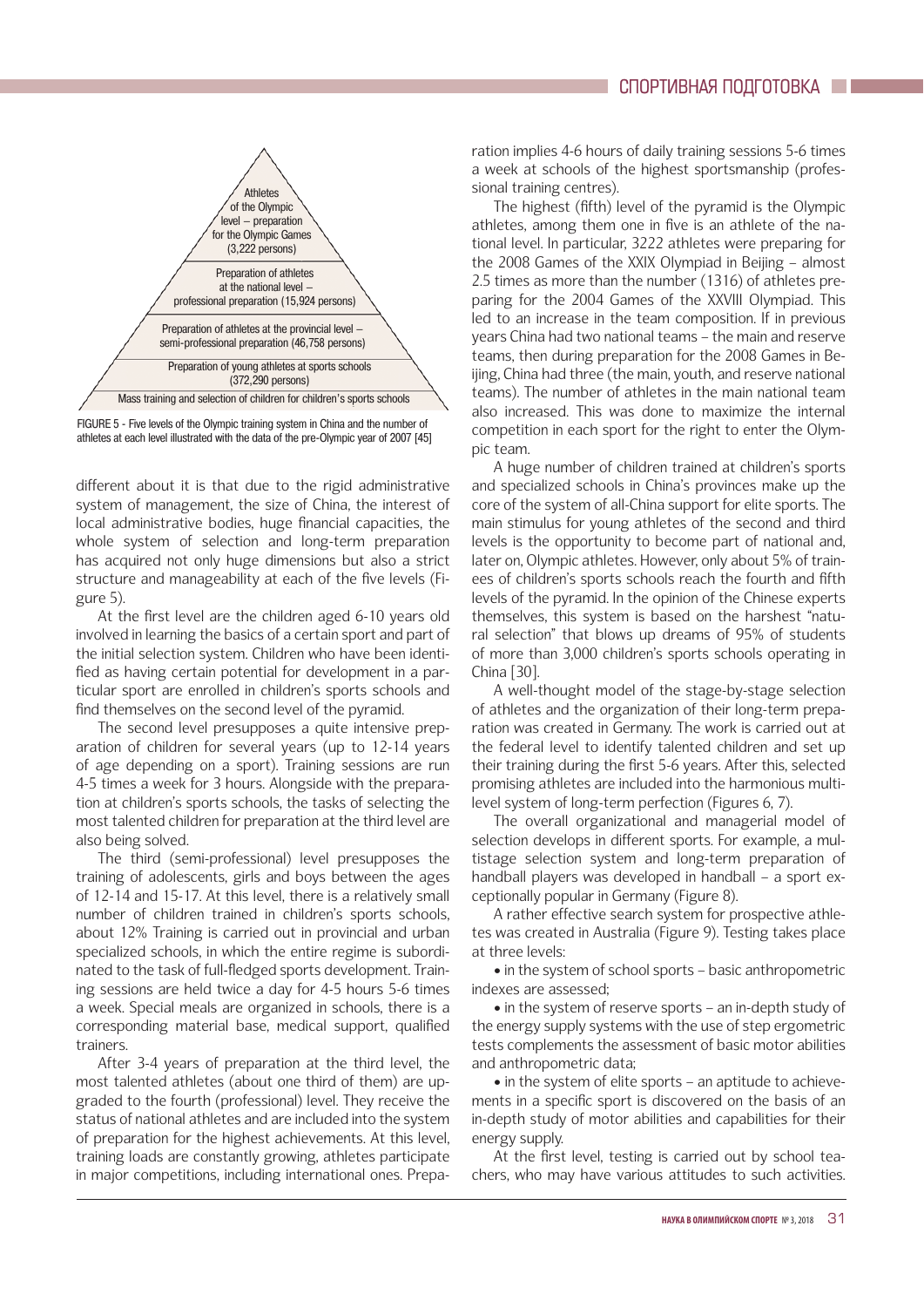Athletes
of the Olympic
level – preparation
for the Olympic Games
(3,222 persons)

Preparation of athletes
at the national level –
professional preparation (15,924 persons)

Preparation of athletes at the provincial level –
semi-professional preparation (46,758 persons)

Preparation of young athletes at sports schools
(372,290 persons)

Mass training and selection of children for children's sports schools

FIGURE 5 - Five levels of the Olympic training system in China and the number of athletes at each level illustrated with the data of the pre-Olympic year of 2007 [45]

different about it is that due to the rigid administrative system of management, the size of China, the interest of local administrative bodies, huge financial capacities, the whole system of selection and long-term preparation has acquired not only huge dimensions but also a strict structure and manageability at each of the five levels (Figure 5).

At the first level are the children aged 6-10 years old involved in learning the basics of a certain sport and part of the initial selection system. Children who have been identified as having certain potential for development in a particular sport are enrolled in children's sports schools and find themselves on the second level of the pyramid.

The second level presupposes a quite intensive preparation of children for several years (up to 12-14 years of age depending on a sport). Training sessions are run 4-5 times a week for 3 hours. Alongside with the preparation at children's sports schools, the tasks of selecting the most talented children for preparation at the third level are also being solved.

The third (semi-professional) level presupposes the training of adolescents, girls and boys between the ages of 12-14 and 15-17. At this level, there is a relatively small number of children trained in children's sports schools, about 12% Training is carried out in provincial and urban specialized schools, in which the entire regime is subordinated to the task of full-fledged sports development. Training sessions are held twice a day for 4-5 hours 5-6 times a week. Special meals are organized in schools, there is a corresponding material base, medical support, qualified trainers.

After 3-4 years of preparation at the third level, the most talented athletes (about one third of them) are upgraded to the fourth (professional) level. They receive the status of national athletes and are included into the system of preparation for the highest achievements. At this level, training loads are constantly growing, athletes participate in major competitions, including international ones. Preparation implies 4-6 hours of daily training sessions 5-6 times a week at schools of the highest sportsmanship (professional training centres).

The highest (fifth) level of the pyramid is the Olympic athletes, among them one in five is an athlete of the national level. In particular, 3222 athletes were preparing for the 2008 Games of the XXIX Olympiad in Beijing – almost 2.5 times as more than the number (1316) of athletes preparing for the 2004 Games of the XXVIII Olympiad. This led to an increase in the team composition. If in previous years China had two national teams – the main and reserve teams, then during preparation for the 2008 Games in Beijing, China had three (the main, youth, and reserve national teams). The number of athletes in the main national team also increased. This was done to maximize the internal competition in each sport for the right to enter the Olympic team.

A huge number of children trained at children's sports and specialized schools in China's provinces make up the core of the system of all-China support for elite sports. The main stimulus for young athletes of the second and third levels is the opportunity to become part of national and, later on, Olympic athletes. However, only about 5% of trainees of children's sports schools reach the fourth and fifth levels of the pyramid. In the opinion of the Chinese experts themselves, this system is based on the harshest "natural selection" that blows up dreams of 95% of students of more than 3,000 children's sports schools operating in China [30].

A well-thought model of the stage-by-stage selection of athletes and the organization of their long-term preparation was created in Germany. The work is carried out at the federal level to identify talented children and set up their training during the first 5-6 years. After this, selected promising athletes are included into the harmonious multilevel system of long-term perfection (Figures 6, 7).

The overall organizational and managerial model of selection develops in different sports. For example, a multistage selection system and long-term preparation of handball players was developed in handball – a sport exceptionally popular in Germany (Figure 8).

A rather effective search system for prospective athletes was created in Australia (Figure 9). Testing takes place at three levels:

- in the system of school sports – basic anthropometric indexes are assessed;
- in the system of reserve sports – an in-depth study of the energy supply systems with the use of step ergometric tests complements the assessment of basic motor abilities and anthropometric data;
- in the system of elite sports – an aptitude to achievements in a specific sport is discovered on the basis of an in-depth study of motor abilities and capabilities for their energy supply.

At the first level, testing is carried out by school teachers, who may have various attitudes to such activities.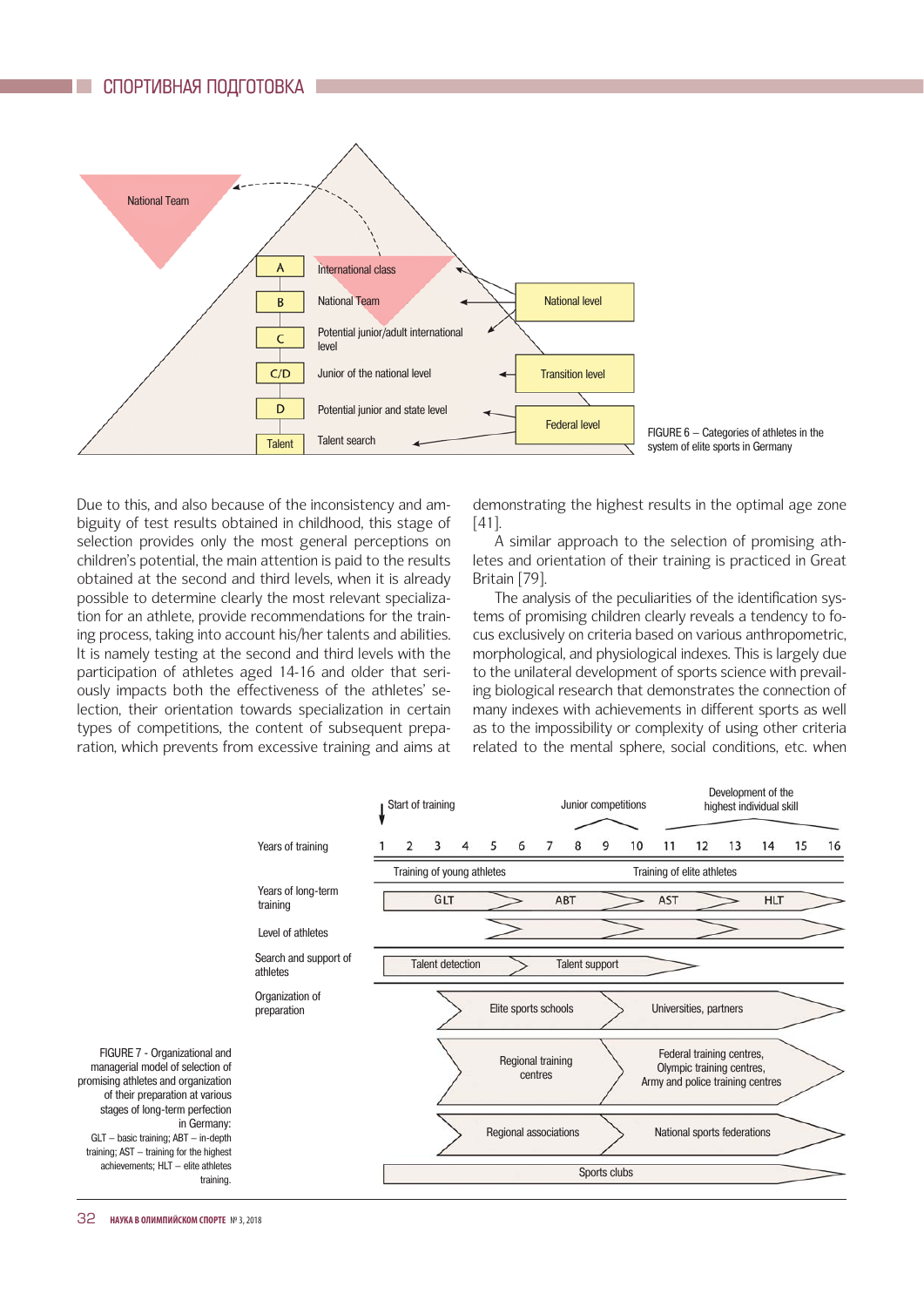National Team

A International class

B National Team

C Potential junior/adult international level

C/D Junior of the national level

D Potential junior and state level

Talent Talent search

National level

Transition level

Federal level

FIGURE 6 – Categories of athletes in the system of elite sports in Germany

Due to this, and also because of the inconsistency and ambiguity of test results obtained in childhood, this stage of selection provides only the most general perceptions on children's potential, the main attention is paid to the results obtained at the second and third levels, when it is already possible to determine clearly the most relevant specialization for an athlete, provide recommendations for the training process, taking into account his/her talents and abilities. It is namely testing at the second and third levels with the participation of athletes aged 14-16 and older that seriously impacts both the effectiveness of the athletes' selection, their orientation towards specialization in certain types of competitions, the content of subsequent preparation, which prevents from excessive training and aims at demonstrating the highest results in the optimal age zone [41].

A similar approach to the selection of promising athletes and orientation of their training is practiced in Great Britain [79].

The analysis of the peculiarities of the identification systems of promising children clearly reveals a tendency to focus exclusively on criteria based on various anthropometric, morphological, and physiological indexes. This is largely due to the unilateral development of sports science with prevailing biological research that demonstrates the connection of many indexes with achievements in different sports as well as to the impossibility or complexity of using other criteria related to the mental sphere, social conditions, etc. when

Start of training

Junior competitions

Development of the highest individual skill

Years of training

1 2 3 4 5 6 7 8 9 10 11 12 13 14 15 16

Training of young athletes

Training of elite athletes

Years of long-term training

GLT ABT AST HLT

Level of athletes

Search and support of athletes

Talent detection

Talent support

Organization of preparation

Elite sports schools

Universities, partners

Regional training centres

Federal training centres, Olympic training centres, Army and police training centres

Regional associations

National sports federations

Sports clubs

FIGURE 7 - Organizational and managerial model of selection of promising athletes and organization of their preparation at various stages of long-term perfection in Germany:
GLT – basic training; ABT – in-depth training; AST – training for the highest achievements; HLT – elite athletes training.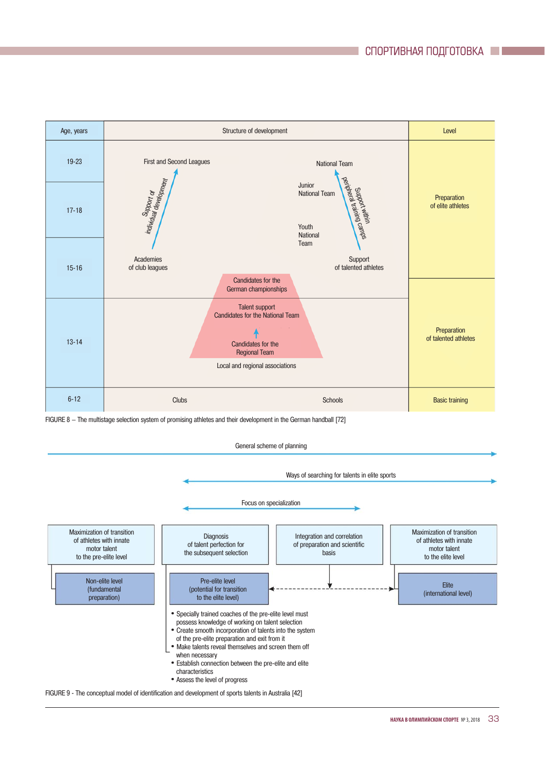Age, years

Structure of development

Level

19-23

17-18

15-16

13-14

6-12

First and Second Leagues

Support of individual development

Academies of club leagues

National Team

Junior National Team

Youth National Team

Support within peripheral training camps

Support of talented athletes

Candidates for the German championships

Talent support
Candidates for the National Team

Candidates for the Regional Team

Local and regional associations

Clubs

Schools

Preparation of elite athletes

Preparation of talented athletes

Basic training

FIGURE 8 – The multistage selection system of promising athletes and their development in the German handball [72]

General scheme of planning

Ways of searching for talents in elite sports

Focus on specialization

Maximization of transition of athletes with innate motor talent to the pre-elite level

Diagnosis of talent perfection for the subsequent selection

Integration and correlation of preparation and scientific basis

Maximization of transition of athletes with innate motor talent to the elite level

Non-elite level (fundamental preparation)

Pre-elite level (potential for transition to the elite level)

Elite (international level)

- Specially trained coaches of the pre-elite level must possess knowledge of working on talent selection
- Create smooth incorporation of talents into the system of the pre-elite preparation and exit from it
- Make talents reveal themselves and screen them off when necessary
- Establish connection between the pre-elite and elite characteristics
- Assess the level of progress

FIGURE 9 - The conceptual model of identification and development of sports talents in Australia [42]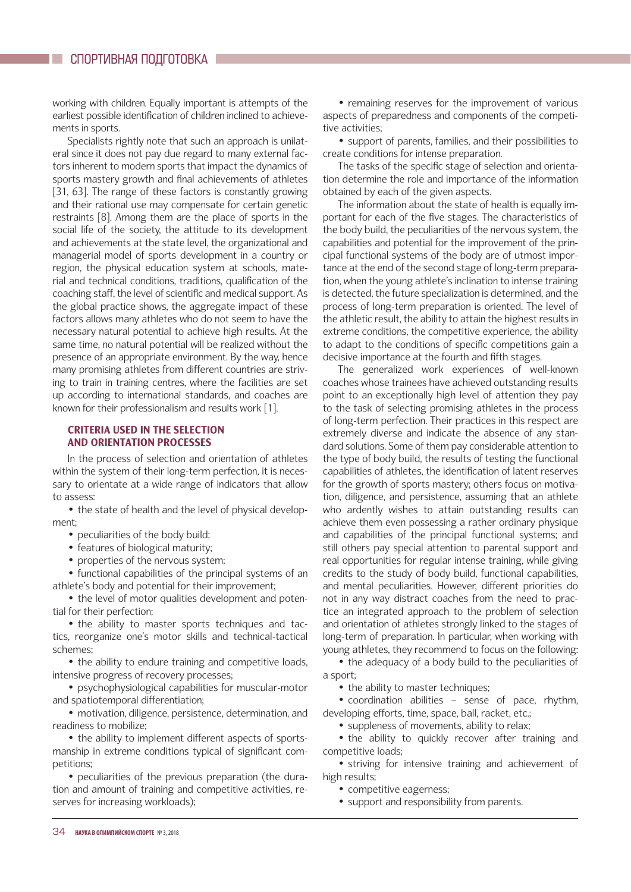working with children. Equally important is attempts of the earliest possible identification of children inclined to achievements in sports.

Specialists rightly note that such an approach is unilateral since it does not pay due regard to many external factors inherent to modern sports that impact the dynamics of sports mastery growth and final achievements of athletes [31, 63]. The range of these factors is constantly growing and their rational use may compensate for certain genetic restraints [8]. Among them are the place of sports in the social life of the society, the attitude to its development and achievements at the state level, the organizational and managerial model of sports development in a country or region, the physical education system at schools, material and technical conditions, traditions, qualification of the coaching staff, the level of scientific and medical support. As the global practice shows, the aggregate impact of these factors allows many athletes who do not seem to have the necessary natural potential to achieve high results. At the same time, no natural potential will be realized without the presence of an appropriate environment. By the way, hence many promising athletes from different countries are striving to train in training centres, where the facilities are set up according to international standards, and coaches are known for their professionalism and results work [1].

## CRITERIA USED IN THE SELECTION AND ORIENTATION PROCESSES

In the process of selection and orientation of athletes within the system of their long-term perfection, it is necessary to orientate at a wide range of indicators that allow to assess:

- the state of health and the level of physical development;
- peculiarities of the body build;
- features of biological maturity;
- properties of the nervous system;
- functional capabilities of the principal systems of an athlete's body and potential for their improvement;
- the level of motor qualities development and potential for their perfection;
- the ability to master sports techniques and tactics, reorganize one's motor skills and technical-tactical schemes;
- the ability to endure training and competitive loads, intensive progress of recovery processes;
- psychophysiological capabilities for muscular-motor and spatiotemporal differentiation;
- motivation, diligence, persistence, determination, and readiness to mobilize;
- the ability to implement different aspects of sportsmanship in extreme conditions typical of significant competitions;
- peculiarities of the previous preparation (the duration and amount of training and competitive activities, reserves for increasing workloads);
- remaining reserves for the improvement of various aspects of preparedness and components of the competitive activities;
- support of parents, families, and their possibilities to create conditions for intense preparation.

The tasks of the specific stage of selection and orientation determine the role and importance of the information obtained by each of the given aspects.

The information about the state of health is equally important for each of the five stages. The characteristics of the body build, the peculiarities of the nervous system, the capabilities and potential for the improvement of the principal functional systems of the body are of utmost importance at the end of the second stage of long-term preparation, when the young athlete's inclination to intense training is detected, the future specialization is determined, and the process of long-term preparation is oriented. The level of the athletic result, the ability to attain the highest results in extreme conditions, the competitive experience, the ability to adapt to the conditions of specific competitions gain a decisive importance at the fourth and fifth stages.

The generalized work experiences of well-known coaches whose trainees have achieved outstanding results point to an exceptionally high level of attention they pay to the task of selecting promising athletes in the process of long-term perfection. Their practices in this respect are extremely diverse and indicate the absence of any standard solutions. Some of them pay considerable attention to the type of body build, the results of testing the functional capabilities of athletes, the identification of latent reserves for the growth of sports mastery; others focus on motivation, diligence, and persistence, assuming that an athlete who ardently wishes to attain outstanding results can achieve them even possessing a rather ordinary physique and capabilities of the principal functional systems; and still others pay special attention to parental support and real opportunities for regular intense training, while giving credits to the study of body build, functional capabilities, and mental peculiarities. However, different priorities do not in any way distract coaches from the need to practice an integrated approach to the problem of selection and orientation of athletes strongly linked to the stages of long-term of preparation. In particular, when working with young athletes, they recommend to focus on the following:

- the adequacy of a body build to the peculiarities of a sport;
- the ability to master techniques;
- coordination abilities – sense of pace, rhythm, developing efforts, time, space, ball, racket, etc.;
- suppleness of movements, ability to relax;
- the ability to quickly recover after training and competitive loads;
- striving for intensive training and achievement of high results;
- competitive eagerness;
- support and responsibility from parents.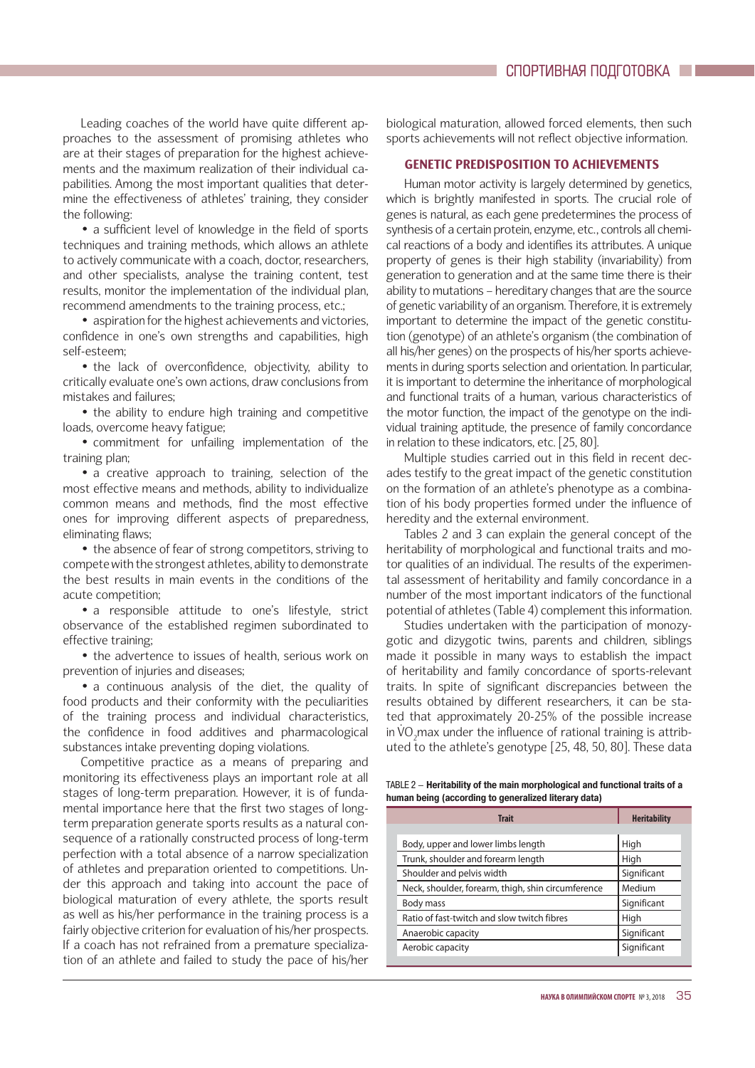Leading coaches of the world have quite different approaches to the assessment of promising athletes who are at their stages of preparation for the highest achievements and the maximum realization of their individual capabilities. Among the most important qualities that determine the effectiveness of athletes' training, they consider the following:

- a sufficient level of knowledge in the field of sports techniques and training methods, which allows an athlete to actively communicate with a coach, doctor, researchers, and other specialists, analyse the training content, test results, monitor the implementation of the individual plan, recommend amendments to the training process, etc.;
- aspiration for the highest achievements and victories, confidence in one's own strengths and capabilities, high self-esteem;
- the lack of overconfidence, objectivity, ability to critically evaluate one's own actions, draw conclusions from mistakes and failures;
- the ability to endure high training and competitive loads, overcome heavy fatigue;
- commitment for unfailing implementation of the training plan;
- a creative approach to training, selection of the most effective means and methods, ability to individualize common means and methods, find the most effective ones for improving different aspects of preparedness, eliminating flaws;
- the absence of fear of strong competitors, striving to compete with the strongest athletes, ability to demonstrate the best results in main events in the conditions of the acute competition;
- a responsible attitude to one's lifestyle, strict observance of the established regimen subordinated to effective training;
- the advertence to issues of health, serious work on prevention of injuries and diseases;
- a continuous analysis of the diet, the quality of food products and their conformity with the peculiarities of the training process and individual characteristics, the confidence in food additives and pharmacological substances intake preventing doping violations.

Competitive practice as a means of preparing and monitoring its effectiveness plays an important role at all stages of long-term preparation. However, it is of fundamental importance here that the first two stages of long-term preparation generate sports results as a natural consequence of a rationally constructed process of long-term perfection with a total absence of a narrow specialization of athletes and preparation oriented to competitions. Under this approach and taking into account the pace of biological maturation of every athlete, the sports result as well as his/her performance in the training process is a fairly objective criterion for evaluation of his/her prospects. If a coach has not refrained from a premature specialization of an athlete and failed to study the pace of his/her biological maturation, allowed forced elements, then such sports achievements will not reflect objective information.

## GENETIC PREDISPOSITION TO ACHIEVEMENTS

Human motor activity is largely determined by genetics, which is brightly manifested in sports. The crucial role of genes is natural, as each gene predetermines the process of synthesis of a certain protein, enzyme, etc., controls all chemical reactions of a body and identifies its attributes. A unique property of genes is their high stability (invariability) from generation to generation and at the same time there is their ability to mutations – hereditary changes that are the source of genetic variability of an organism. Therefore, it is extremely important to determine the impact of the genetic constitution (genotype) of an athlete's organism (the combination of all his/her genes) on the prospects of his/her sports achievements in during sports selection and orientation. In particular, it is important to determine the inheritance of morphological and functional traits of a human, various characteristics of the motor function, the impact of the genotype on the individual training aptitude, the presence of family concordance in relation to these indicators, etc. [25, 80].

Multiple studies carried out in this field in recent decades testify to the great impact of the genetic constitution on the formation of an athlete's phenotype as a combination of his body properties formed under the influence of heredity and the external environment.

Tables 2 and 3 can explain the general concept of the heritability of morphological and functional traits and motor qualities of an individual. The results of the experimental assessment of heritability and family concordance in a number of the most important indicators of the functional potential of athletes (Table 4) complement this information.

Studies undertaken with the participation of monozygotic and dizygotic twins, parents and children, siblings made it possible in many ways to establish the impact of heritability and family concordance of sports-relevant traits. In spite of significant discrepancies between the results obtained by different researchers, it can be stated that approximately 20-25% of the possible increase in $\dot{V}O_2max$ under the influence of rational training is attributed to the athlete's genotype [25, 48, 50, 80]. These data

TABLE 2 – **Heritability of the main morphological and functional traits of a human being (according to generalized literary data)**

| Trait | Heritability |
|---|---|
| Body, upper and lower limbs length | High |
| Trunk, shoulder and forearm length | High |
| Shoulder and pelvis width | Significant |
| Neck, shoulder, forearm, thigh, shin circumference | Medium |
| Body mass | Significant |
| Ratio of fast-twitch and slow twitch fibres | High |
| Anaerobic capacity | Significant |
| Aerobic capacity | Significant |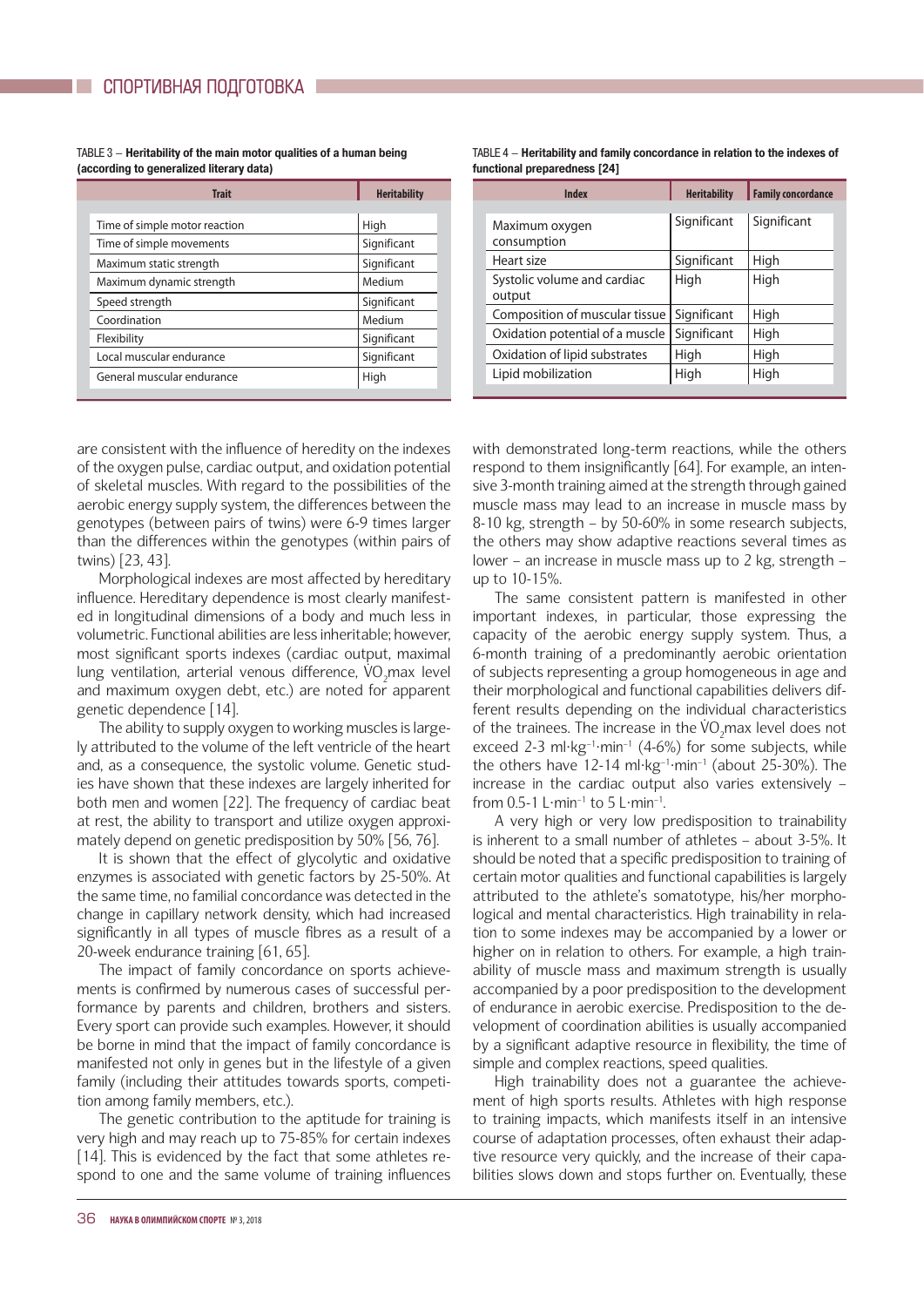TABLE 3 – **Heritability of the main motor qualities of a human being (according to generalized literary data)**

| Trait | Heritability |
|---|---|
| Time of simple motor reaction | High |
| Time of simple movements | Significant |
| Maximum static strength | Significant |
| Maximum dynamic strength | Medium |
| Speed strength | Significant |
| Coordination | Medium |
| Flexibility | Significant |
| Local muscular endurance | Significant |
| General muscular endurance | High |

TABLE 4 – **Heritability and family concordance in relation to the indexes of functional preparedness [24]**

| Index | Heritability | Family concordance |
|---|---|---|
| Maximum oxygen consumption | Significant | Significant |
| Heart size | Significant | High |
| Systolic volume and cardiac output | High | High |
| Composition of muscular tissue | Significant | High |
| Oxidation potential of a muscle | Significant | High |
| Oxidation of lipid substrates | High | High |
| Lipid mobilization | High | High |

are consistent with the influence of heredity on the indexes of the oxygen pulse, cardiac output, and oxidation potential of skeletal muscles. With regard to the possibilities of the aerobic energy supply system, the differences between the genotypes (between pairs of twins) were 6-9 times larger than the differences within the genotypes (within pairs of twins) [23, 43].

Morphological indexes are most affected by hereditary influence. Hereditary dependence is most clearly manifested in longitudinal dimensions of a body and much less in volumetric. Functional abilities are less inheritable; however, most significant sports indexes (cardiac output, maximal lung ventilation, arterial venous difference, $\dot{V}O_2$max level and maximum oxygen debt, etc.) are noted for apparent genetic dependence [14].

The ability to supply oxygen to working muscles is largely attributed to the volume of the left ventricle of the heart and, as a consequence, the systolic volume. Genetic studies have shown that these indexes are largely inherited for both men and women [22]. The frequency of cardiac beat at rest, the ability to transport and utilize oxygen approximately depend on genetic predisposition by 50% [56, 76].

It is shown that the effect of glycolytic and oxidative enzymes is associated with genetic factors by 25-50%. At the same time, no familial concordance was detected in the change in capillary network density, which had increased significantly in all types of muscle fibres as a result of a 20-week endurance training [61, 65].

The impact of family concordance on sports achievements is confirmed by numerous cases of successful performance by parents and children, brothers and sisters. Every sport can provide such examples. However, it should be borne in mind that the impact of family concordance is manifested not only in genes but in the lifestyle of a given family (including their attitudes towards sports, competition among family members, etc.).

The genetic contribution to the aptitude for training is very high and may reach up to 75-85% for certain indexes [14]. This is evidenced by the fact that some athletes respond to one and the same volume of training influences with demonstrated long-term reactions, while the others respond to them insignificantly [64]. For example, an intensive 3-month training aimed at the strength through gained muscle mass may lead to an increase in muscle mass by 8-10 kg, strength – by 50-60% in some research subjects, the others may show adaptive reactions several times as lower – an increase in muscle mass up to 2 kg, strength – up to 10-15%.

The same consistent pattern is manifested in other important indexes, in particular, those expressing the capacity of the aerobic energy supply system. Thus, a 6-month training of a predominantly aerobic orientation of subjects representing a group homogeneous in age and their morphological and functional capabilities delivers different results depending on the individual characteristics of the trainees. The increase in the $\dot{V}O_2$max level does not exceed 2-3 $ml \cdot kg^{-1} \cdot min^{-1}$ (4-6%) for some subjects, while the others have 12-14 $ml \cdot kg^{-1} \cdot min^{-1}$ (about 25-30%). The increase in the cardiac output also varies extensively – from 0.5-1 $L \cdot min^{-1}$ to 5 $L \cdot min^{-1}$.

A very high or very low predisposition to trainability is inherent to a small number of athletes – about 3-5%. It should be noted that a specific predisposition to training of certain motor qualities and functional capabilities is largely attributed to the athlete's somatotype, his/her morphological and mental characteristics. High trainability in relation to some indexes may be accompanied by a lower or higher on in relation to others. For example, a high trainability of muscle mass and maximum strength is usually accompanied by a poor predisposition to the development of endurance in aerobic exercise. Predisposition to the development of coordination abilities is usually accompanied by a significant adaptive resource in flexibility, the time of simple and complex reactions, speed qualities.

High trainability does not a guarantee the achievement of high sports results. Athletes with high response to training impacts, which manifests itself in an intensive course of adaptation processes, often exhaust their adaptive resource very quickly, and the increase of their capabilities slows down and stops further on. Eventually, these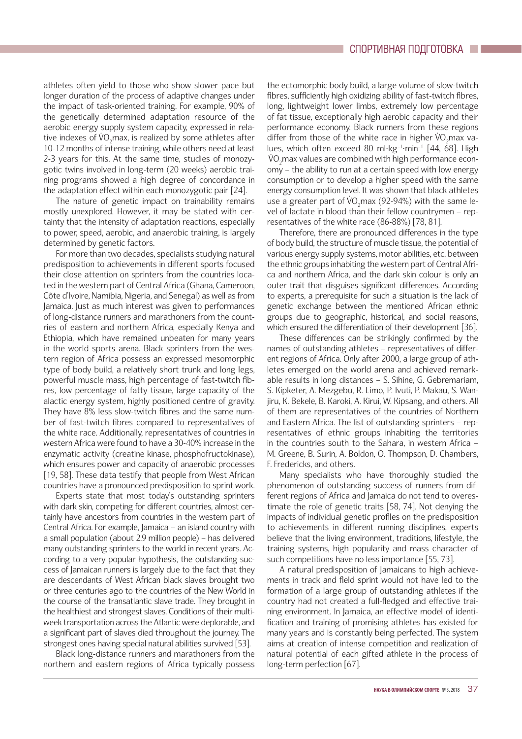athletes often yield to those who show slower pace but longer duration of the process of adaptive changes under the impact of task-oriented training. For example, 90% of the genetically determined adaptation resource of the aerobic energy supply system capacity, expressed in relative indexes of $\dot{V}O_2$max, is realized by some athletes after 10-12 months of intense training, while others need at least 2-3 years for this. At the same time, studies of monozygotic twins involved in long-term (20 weeks) aerobic training programs showed a high degree of concordance in the adaptation effect within each monozygotic pair [24].

The nature of genetic impact on trainability remains mostly unexplored. However, it may be stated with certainty that the intensity of adaptation reactions, especially to power, speed, aerobic, and anaerobic training, is largely determined by genetic factors.

For more than two decades, specialists studying natural predisposition to achievements in different sports focused their close attention on sprinters from the countries located in the western part of Central Africa (Ghana, Cameroon, Côte d'Ivoire, Namibia, Nigeria, and Senegal) as well as from Jamaica. Just as much interest was given to performances of long-distance runners and marathoners from the countries of eastern and northern Africa, especially Kenya and Ethiopia, which have remained unbeaten for many years in the world sports arena. Black sprinters from the western region of Africa possess an expressed mesomorphic type of body build, a relatively short trunk and long legs, powerful muscle mass, high percentage of fast-twitch fibres, low percentage of fatty tissue, large capacity of the alactic energy system, highly positioned centre of gravity. They have 8% less slow-twitch fibres and the same number of fast-twitch fibres compared to representatives of the white race. Additionally, representatives of countries in western Africa were found to have a 30-40% increase in the enzymatic activity (creatine kinase, phosphofructokinase), which ensures power and capacity of anaerobic processes [19, 58]. These data testify that people from West African countries have a pronounced predisposition to sprint work.

Experts state that most today's outstanding sprinters with dark skin, competing for different countries, almost certainly have ancestors from countries in the western part of Central Africa. For example, Jamaica – an island country with a small population (about 2.9 million people) – has delivered many outstanding sprinters to the world in recent years. According to a very popular hypothesis, the outstanding success of Jamaican runners is largely due to the fact that they are descendants of West African black slaves brought two or three centuries ago to the countries of the New World in the course of the transatlantic slave trade. They brought in the healthiest and strongest slaves. Conditions of their multi-week transportation across the Atlantic were deplorable, and a significant part of slaves died throughout the journey. The strongest ones having special natural abilities survived [53].

Black long-distance runners and marathoners from the northern and eastern regions of Africa typically possess the ectomorphic body build, a large volume of slow-twitch fibres, sufficiently high oxidizing ability of fast-twitch fibres, long, lightweight lower limbs, extremely low percentage of fat tissue, exceptionally high aerobic capacity and their performance economy. Black runners from these regions differ from those of the white race in higher $\dot{V}O_2$max values, which often exceed 80 $ml \cdot kg^{-1} \cdot min^{-1}$ [44, 68]. High $\dot{V}O_2$max values are combined with high performance economy – the ability to run at a certain speed with low energy consumption or to develop a higher speed with the same energy consumption level. It was shown that black athletes use a greater part of $\dot{V}O_2$max (92-94%) with the same level of lactate in blood than their fellow countrymen – representatives of the white race (86-88%) [78, 81].

Therefore, there are pronounced differences in the type of body build, the structure of muscle tissue, the potential of various energy supply systems, motor abilities, etc. between the ethnic groups inhabiting the western part of Central Africa and northern Africa, and the dark skin colour is only an outer trait that disguises significant differences. According to experts, a prerequisite for such a situation is the lack of genetic exchange between the mentioned African ethnic groups due to geographic, historical, and social reasons, which ensured the differentiation of their development [36].

These differences can be strikingly confirmed by the names of outstanding athletes – representatives of different regions of Africa. Only after 2000, a large group of athletes emerged on the world arena and achieved remarkable results in long distances – S. Sihine, G. Gebremariam, S. Kipketer, A. Mezgebu, R. Limo, P. Ivuti, P. Makau, S. Wanjiru, K. Bekele, B. Karoki, A. Kirui, W. Kipsang, and others. All of them are representatives of the countries of Northern and Eastern Africa. The list of outstanding sprinters – representatives of ethnic groups inhabiting the territories in the countries south to the Sahara, in western Africa – M. Greene, B. Surin, A. Boldon, O. Thompson, D. Chambers, F. Fredericks, and others.

Many specialists who have thoroughly studied the phenomenon of outstanding success of runners from different regions of Africa and Jamaica do not tend to overestimate the role of genetic traits [58, 74]. Not denying the impacts of individual genetic profiles on the predisposition to achievements in different running disciplines, experts believe that the living environment, traditions, lifestyle, the training systems, high popularity and mass character of such competitions have no less importance [55, 73].

A natural predisposition of Jamaicans to high achievements in track and field sprint would not have led to the formation of a large group of outstanding athletes if the country had not created a full-fledged and effective training environment. In Jamaica, an effective model of identification and training of promising athletes has existed for many years and is constantly being perfected. The system aims at creation of intense competition and realization of natural potential of each gifted athlete in the process of long-term perfection [67].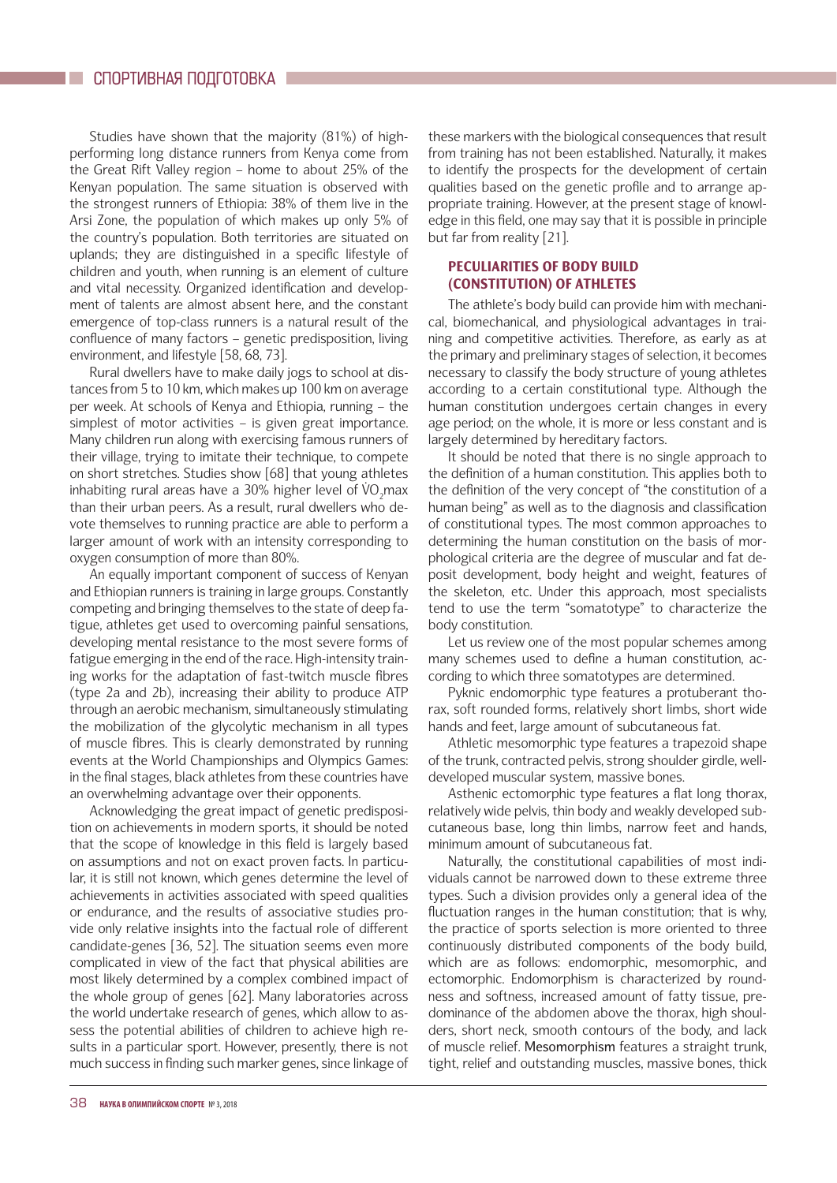Studies have shown that the majority (81%) of high-performing long distance runners from Kenya come from the Great Rift Valley region – home to about 25% of the Kenyan population. The same situation is observed with the strongest runners of Ethiopia: 38% of them live in the Arsi Zone, the population of which makes up only 5% of the country's population. Both territories are situated on uplands; they are distinguished in a specific lifestyle of children and youth, when running is an element of culture and vital necessity. Organized identification and development of talents are almost absent here, and the constant emergence of top-class runners is a natural result of the confluence of many factors – genetic predisposition, living environment, and lifestyle [58, 68, 73].

Rural dwellers have to make daily jogs to school at distances from 5 to 10 km, which makes up 100 km on average per week. At schools of Kenya and Ethiopia, running – the simplest of motor activities – is given great importance. Many children run along with exercising famous runners of their village, trying to imitate their technique, to compete on short stretches. Studies show [68] that young athletes inhabiting rural areas have a 30% higher level of $\dot{V}O_2$max than their urban peers. As a result, rural dwellers who devote themselves to running practice are able to perform a larger amount of work with an intensity corresponding to oxygen consumption of more than 80%.

An equally important component of success of Kenyan and Ethiopian runners is training in large groups. Constantly competing and bringing themselves to the state of deep fatigue, athletes get used to overcoming painful sensations, developing mental resistance to the most severe forms of fatigue emerging in the end of the race. High-intensity training works for the adaptation of fast-twitch muscle fibres (type 2a and 2b), increasing their ability to produce ATP through an aerobic mechanism, simultaneously stimulating the mobilization of the glycolytic mechanism in all types of muscle fibres. This is clearly demonstrated by running events at the World Championships and Olympics Games: in the final stages, black athletes from these countries have an overwhelming advantage over their opponents.

Acknowledging the great impact of genetic predisposition on achievements in modern sports, it should be noted that the scope of knowledge in this field is largely based on assumptions and not on exact proven facts. In particular, it is still not known, which genes determine the level of achievements in activities associated with speed qualities or endurance, and the results of associative studies provide only relative insights into the factual role of different candidate-genes [36, 52]. The situation seems even more complicated in view of the fact that physical abilities are most likely determined by a complex combined impact of the whole group of genes [62]. Many laboratories across the world undertake research of genes, which allow to assess the potential abilities of children to achieve high results in a particular sport. However, presently, there is not much success in finding such marker genes, since linkage of these markers with the biological consequences that result from training has not been established. Naturally, it makes to identify the prospects for the development of certain qualities based on the genetic profile and to arrange appropriate training. However, at the present stage of knowledge in this field, one may say that it is possible in principle but far from reality [21].

## PECULIARITIES OF BODY BUILD (CONSTITUTION) OF ATHLETES

The athlete's body build can provide him with mechanical, biomechanical, and physiological advantages in training and competitive activities. Therefore, as early as at the primary and preliminary stages of selection, it becomes necessary to classify the body structure of young athletes according to a certain constitutional type. Although the human constitution undergoes certain changes in every age period; on the whole, it is more or less constant and is largely determined by hereditary factors.

It should be noted that there is no single approach to the definition of a human constitution. This applies both to the definition of the very concept of "the constitution of a human being" as well as to the diagnosis and classification of constitutional types. The most common approaches to determining the human constitution on the basis of morphological criteria are the degree of muscular and fat deposit development, body height and weight, features of the skeleton, etc. Under this approach, most specialists tend to use the term "somatotype" to characterize the body constitution.

Let us review one of the most popular schemes among many schemes used to define a human constitution, according to which three somatotypes are determined.

Pyknic endomorphic type features a protuberant thorax, soft rounded forms, relatively short limbs, short wide hands and feet, large amount of subcutaneous fat.

Athletic mesomorphic type features a trapezoid shape of the trunk, contracted pelvis, strong shoulder girdle, well-developed muscular system, massive bones.

Asthenic ectomorphic type features a flat long thorax, relatively wide pelvis, thin body and weakly developed subcutaneous base, long thin limbs, narrow feet and hands, minimum amount of subcutaneous fat.

Naturally, the constitutional capabilities of most individuals cannot be narrowed down to these extreme three types. Such a division provides only a general idea of the fluctuation ranges in the human constitution; that is why, the practice of sports selection is more oriented to three continuously distributed components of the body build, which are as follows: endomorphic, mesomorphic, and ectomorphic. Endomorphism is characterized by roundness and softness, increased amount of fatty tissue, predominance of the abdomen above the thorax, high shoulders, short neck, smooth contours of the body, and lack of muscle relief. Mesomorphism features a straight trunk, tight, relief and outstanding muscles, massive bones, thick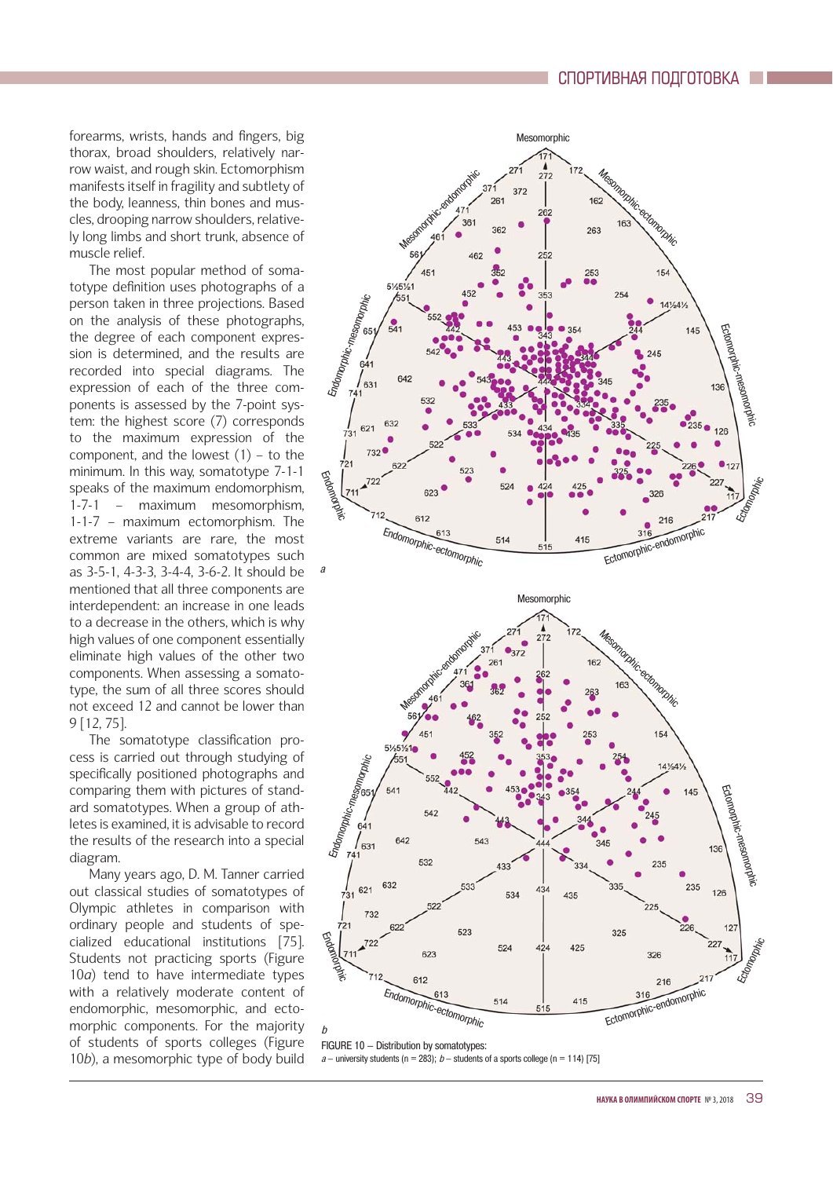forearms, wrists, hands and fingers, big thorax, broad shoulders, relatively narrow waist, and rough skin. Ectomorphism manifests itself in fragility and subtlety of the body, leanness, thin bones and muscles, drooping narrow shoulders, relatively long limbs and short trunk, absence of muscle relief.

The most popular method of somatotype definition uses photographs of a person taken in three projections. Based on the analysis of these photographs, the degree of each component expression is determined, and the results are recorded into special diagrams. The expression of each of the three components is assessed by the 7-point system: the highest score (7) corresponds to the maximum expression of the component, and the lowest (1) – to the minimum. In this way, somatotype 7-1-1 speaks of the maximum endomorphism, 1-7-1 – maximum mesomorphism, 1-1-7 – maximum ectomorphism. The extreme variants are rare, the most common are mixed somatotypes such as 3-5-1, 4-3-3, 3-4-4, 3-6-2. It should be mentioned that all three components are interdependent: an increase in one leads to a decrease in the others, which is why high values of one component essentially eliminate high values of the other two components. When assessing a somatotype, the sum of all three scores should not exceed 12 and cannot be lower than 9 [12, 75].

The somatotype classification process is carried out through studying of specifically positioned photographs and comparing them with pictures of standard somatotypes. When a group of athletes is examined, it is advisable to record the results of the research into a special diagram.

Many years ago, D. M. Tanner carried out classical studies of somatotypes of Olympic athletes in comparison with ordinary people and students of specialized educational institutions [75]. Students not practicing sports (Figure 10*a*) tend to have intermediate types with a relatively moderate content of endomorphic, mesomorphic, and ectomorphic components. For the majority of students of sports colleges (Figure 10*b*), a mesomorphic type of body build

FIGURE 10 – Distribution by somatotypes:
*a* – university students (n = 283); *b* – students of a sports college (n = 114) [75]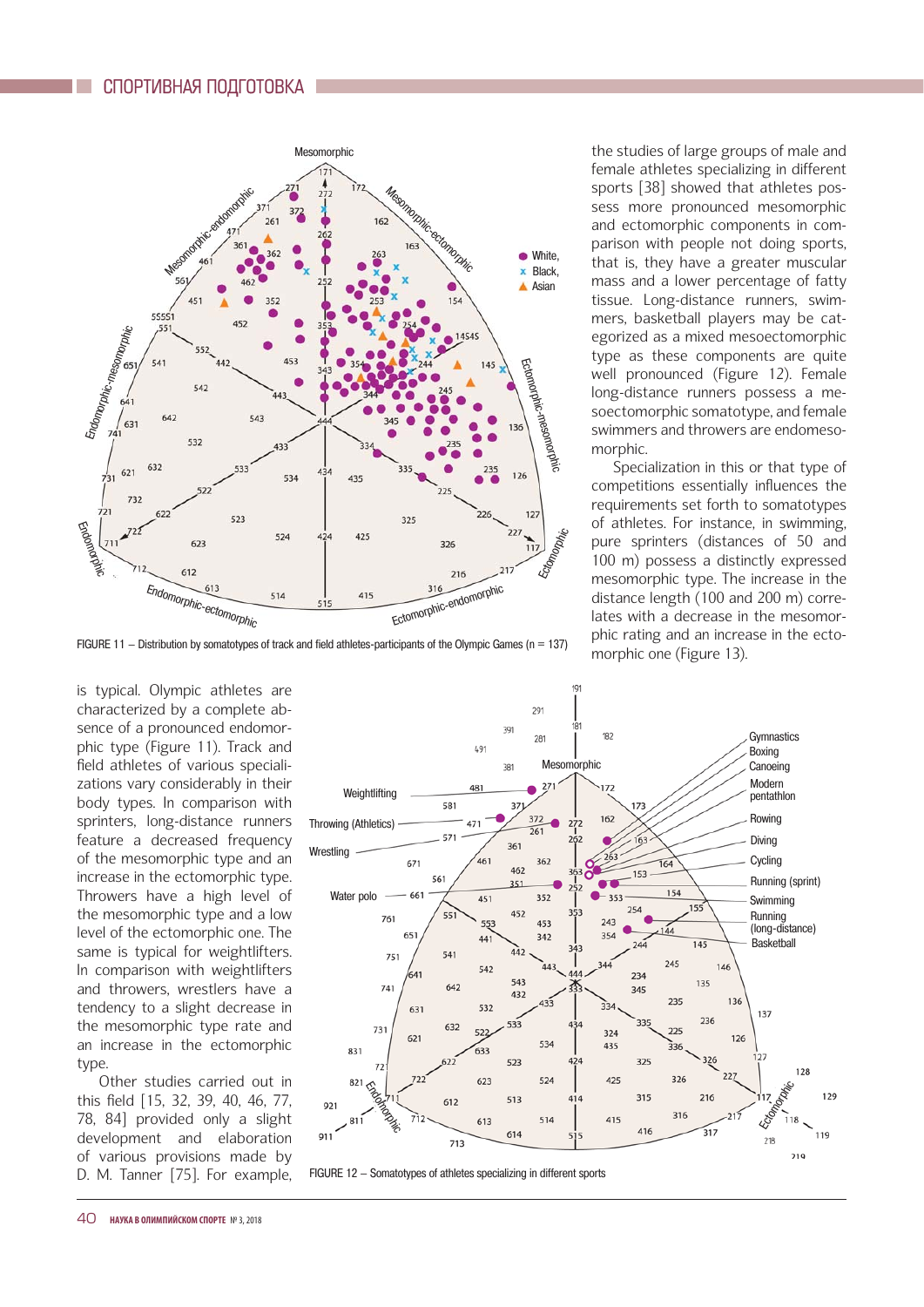Mesomorphic

Mesomorphic-endomorphic

Mesomorphic-ectomorphic

Endomorphic-mesomorphic

Ectomorphic-mesomorphic

Endomorphic

Ectomorphic

Endomorphic-ectomorphic

Ectomorphic-endomorphic

White,

Black,

Asian

FIGURE 11 – Distribution by somatotypes of track and field athletes-participants of the Olympic Games (n = 137)

the studies of large groups of male and female athletes specializing in different sports [38] showed that athletes possess more pronounced mesomorphic and ectomorphic components in comparison with people not doing sports, that is, they have a greater muscular mass and a lower percentage of fatty tissue. Long-distance runners, swimmers, basketball players may be categorized as a mixed mesoectomorphic type as these components are quite well pronounced (Figure 12). Female long-distance runners possess a mesoectomorphic somatotype, and female swimmers and throwers are endomesomorphic.

Specialization in this or that type of competitions essentially influences the requirements set forth to somatotypes of athletes. For instance, in swimming, pure sprinters (distances of 50 and 100 m) possess a distinctly expressed mesomorphic type. The increase in the distance length (100 and 200 m) correlates with a decrease in the mesomorphic rating and an increase in the ectomorphic one (Figure 13).

is typical. Olympic athletes are characterized by a complete absence of a pronounced endomorphic type (Figure 11). Track and field athletes of various specializations vary considerably in their body types. In comparison with sprinters, long-distance runners feature a decreased frequency of the mesomorphic type and an increase in the ectomorphic type. Throwers have a high level of the mesomorphic type and a low level of the ectomorphic one. The same is typical for weightlifters. In comparison with weightlifters and throwers, wrestlers have a tendency to a slight decrease in the mesomorphic type rate and an increase in the ectomorphic type.

Other studies carried out in this field [15, 32, 39, 40, 46, 77, 78, 84] provided only a slight development and elaboration of various provisions made by D. M. Tanner [75]. For example,

Mesomorphic

Weightlifting

Throwing (Athletics)

Wrestling

Water polo

Gymnastics

Boxing

Canoeing

Modern pentathlon

Rowing

Diving

Cycling

Running (sprint)

Swimming

Running (long-distance)

Basketball

Endomorphic

Ectomorphic

FIGURE 12 – Somatotypes of athletes specializing in different sports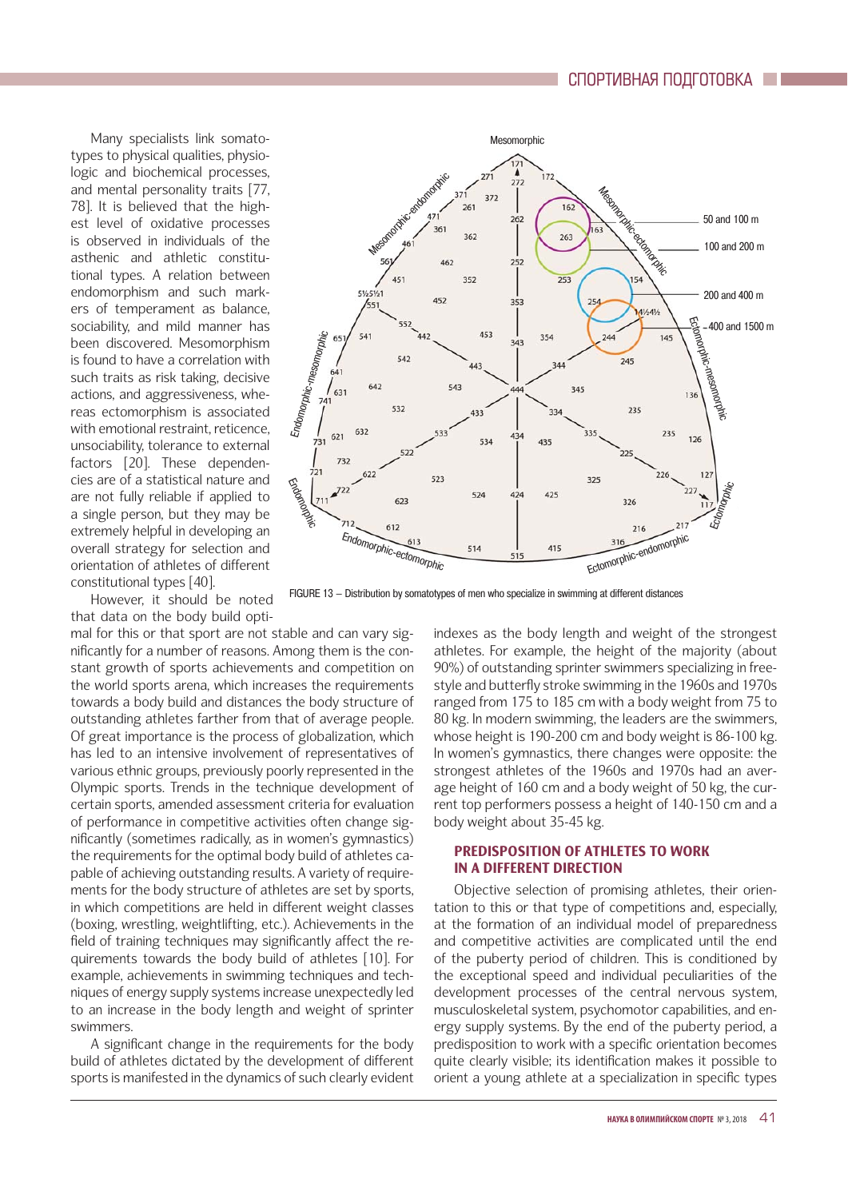Many specialists link somatotypes to physical qualities, physiologic and biochemical processes, and mental personality traits [77, 78]. It is believed that the highest level of oxidative processes is observed in individuals of the asthenic and athletic constitutional types. A relation between endomorphism and such markers of temperament as balance, sociability, and mild manner has been discovered. Mesomorphism is found to have a correlation with such traits as risk taking, decisive actions, and aggressiveness, whereas ectomorphism is associated with emotional restraint, reticence, unsociability, tolerance to external factors [20]. These dependencies are of a statistical nature and are not fully reliable if applied to a single person, but they may be extremely helpful in developing an overall strategy for selection and orientation of athletes of different constitutional types [40].

Mesomorphic
Mesomorphic-endomorphic
Mesomorphic-ectomorphic
Endomorphic-mesomorphic
Ectomorphic-mesomorphic
Endomorphic
Ectomorphic
Endomorphic-ectomorphic
Ectomorphic-endomorphic
50 and 100 m
100 and 200 m
200 and 400 m
400 and 1500 m
171
271
272
172
371
372
261
162
471
361
262
263
163
461
362
561
462
252
253
154
451
352
5½5½1
551
452
353
254
1¼4½
552
541
651
442
453
343
354
244
145
542
443
344
245
641
631
642
543
444
345
136
741
532
433
334
235
621
632
533
434
435
335
235
731
534
126
522
225
732
721
622
523
325
226
127
722
524
424
425
326
227
711
623
117
712
612
216
217
613
514
415
316
515

FIGURE 13 – Distribution by somatotypes of men who specialize in swimming at different distances

However, it should be noted that data on the body build optimal for this or that sport are not stable and can vary significantly for a number of reasons. Among them is the constant growth of sports achievements and competition on the world sports arena, which increases the requirements towards a body build and distances the body structure of outstanding athletes farther from that of average people. Of great importance is the process of globalization, which has led to an intensive involvement of representatives of various ethnic groups, previously poorly represented in the Olympic sports. Trends in the technique development of certain sports, amended assessment criteria for evaluation of performance in competitive activities often change significantly (sometimes radically, as in women's gymnastics) the requirements for the optimal body build of athletes capable of achieving outstanding results. A variety of requirements for the body structure of athletes are set by sports, in which competitions are held in different weight classes (boxing, wrestling, weightlifting, etc.). Achievements in the field of training techniques may significantly affect the requirements towards the body build of athletes [10]. For example, achievements in swimming techniques and techniques of energy supply systems increase unexpectedly led to an increase in the body length and weight of sprinter swimmers.

A significant change in the requirements for the body build of athletes dictated by the development of different sports is manifested in the dynamics of such clearly evident indexes as the body length and weight of the strongest athletes. For example, the height of the majority (about 90%) of outstanding sprinter swimmers specializing in freestyle and butterfly stroke swimming in the 1960s and 1970s ranged from 175 to 185 cm with a body weight from 75 to 80 kg. In modern swimming, the leaders are the swimmers, whose height is 190-200 cm and body weight is 86-100 kg. In women's gymnastics, there changes were opposite: the strongest athletes of the 1960s and 1970s had an average height of 160 cm and a body weight of 50 kg, the current top performers possess a height of 140-150 cm and a body weight about 35-45 kg.

## PREDISPOSITION OF ATHLETES TO WORK IN A DIFFERENT DIRECTION

Objective selection of promising athletes, their orientation to this or that type of competitions and, especially, at the formation of an individual model of preparedness and competitive activities are complicated until the end of the puberty period of children. This is conditioned by the exceptional speed and individual peculiarities of the development processes of the central nervous system, musculoskeletal system, psychomotor capabilities, and energy supply systems. By the end of the puberty period, a predisposition to work with a specific orientation becomes quite clearly visible; its identification makes it possible to orient a young athlete at a specialization in specific types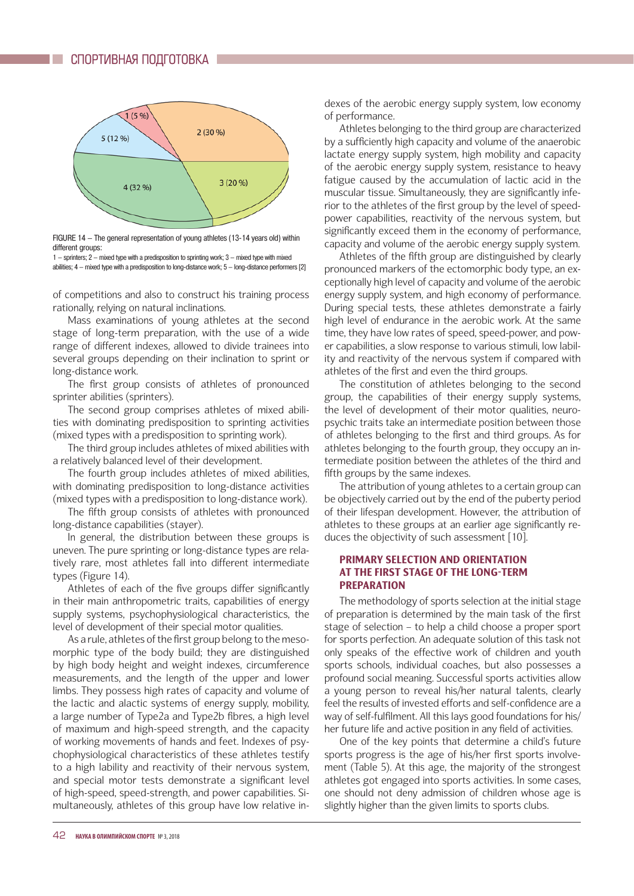1 (5 %)
2 (30 %)
3 (20 %)
4 (32 %)
5 (12 %)

FIGURE 14 – The general representation of young athletes (13-14 years old) within different groups:
1 – sprinters; 2 – mixed type with a predisposition to sprinting work; 3 – mixed type with mixed abilities; 4 – mixed type with a predisposition to long-distance work; 5 – long-distance performers [2]

of competitions and also to construct his training process rationally, relying on natural inclinations.

Mass examinations of young athletes at the second stage of long-term preparation, with the use of a wide range of different indexes, allowed to divide trainees into several groups depending on their inclination to sprint or long-distance work.

The first group consists of athletes of pronounced sprinter abilities (sprinters).

The second group comprises athletes of mixed abilities with dominating predisposition to sprinting activities (mixed types with a predisposition to sprinting work).

The third group includes athletes of mixed abilities with a relatively balanced level of their development.

The fourth group includes athletes of mixed abilities, with dominating predisposition to long-distance activities (mixed types with a predisposition to long-distance work).

The fifth group consists of athletes with pronounced long-distance capabilities (stayer).

In general, the distribution between these groups is uneven. The pure sprinting or long-distance types are relatively rare, most athletes fall into different intermediate types (Figure 14).

Athletes of each of the five groups differ significantly in their main anthropometric traits, capabilities of energy supply systems, psychophysiological characteristics, the level of development of their special motor qualities.

As a rule, athletes of the first group belong to the mesomorphic type of the body build; they are distinguished by high body height and weight indexes, circumference measurements, and the length of the upper and lower limbs. They possess high rates of capacity and volume of the lactic and alactic systems of energy supply, mobility, a large number of Type2a and Type2b fibres, a high level of maximum and high-speed strength, and the capacity of working movements of hands and feet. Indexes of psychophysiological characteristics of these athletes testify to a high lability and reactivity of their nervous system, and special motor tests demonstrate a significant level of high-speed, speed-strength, and power capabilities. Simultaneously, athletes of this group have low relative indexes of the aerobic energy supply system, low economy of performance.

Athletes belonging to the third group are characterized by a sufficiently high capacity and volume of the anaerobic lactate energy supply system, high mobility and capacity of the aerobic energy supply system, resistance to heavy fatigue caused by the accumulation of lactic acid in the muscular tissue. Simultaneously, they are significantly inferior to the athletes of the first group by the level of speed-power capabilities, reactivity of the nervous system, but significantly exceed them in the economy of performance, capacity and volume of the aerobic energy supply system.

Athletes of the fifth group are distinguished by clearly pronounced markers of the ectomorphic body type, an exceptionally high level of capacity and volume of the aerobic energy supply system, and high economy of performance. During special tests, these athletes demonstrate a fairly high level of endurance in the aerobic work. At the same time, they have low rates of speed, speed-power, and power capabilities, a slow response to various stimuli, low lability and reactivity of the nervous system if compared with athletes of the first and even the third groups.

The constitution of athletes belonging to the second group, the capabilities of their energy supply systems, the level of development of their motor qualities, neuropsychic traits take an intermediate position between those of athletes belonging to the first and third groups. As for athletes belonging to the fourth group, they occupy an intermediate position between the athletes of the third and fifth groups by the same indexes.

The attribution of young athletes to a certain group can be objectively carried out by the end of the puberty period of their lifespan development. However, the attribution of athletes to these groups at an earlier age significantly reduces the objectivity of such assessment [10].

## PRIMARY SELECTION AND ORIENTATION AT THE FIRST STAGE OF THE LONG-TERM PREPARATION

The methodology of sports selection at the initial stage of preparation is determined by the main task of the first stage of selection – to help a child choose a proper sport for sports perfection. An adequate solution of this task not only speaks of the effective work of children and youth sports schools, individual coaches, but also possesses a profound social meaning. Successful sports activities allow a young person to reveal his/her natural talents, clearly feel the results of invested efforts and self-confidence are a way of self-fulfilment. All this lays good foundations for his/her future life and active position in any field of activities.

One of the key points that determine a child's future sports progress is the age of his/her first sports involvement (Table 5). At this age, the majority of the strongest athletes got engaged into sports activities. In some cases, one should not deny admission of children whose age is slightly higher than the given limits to sports clubs.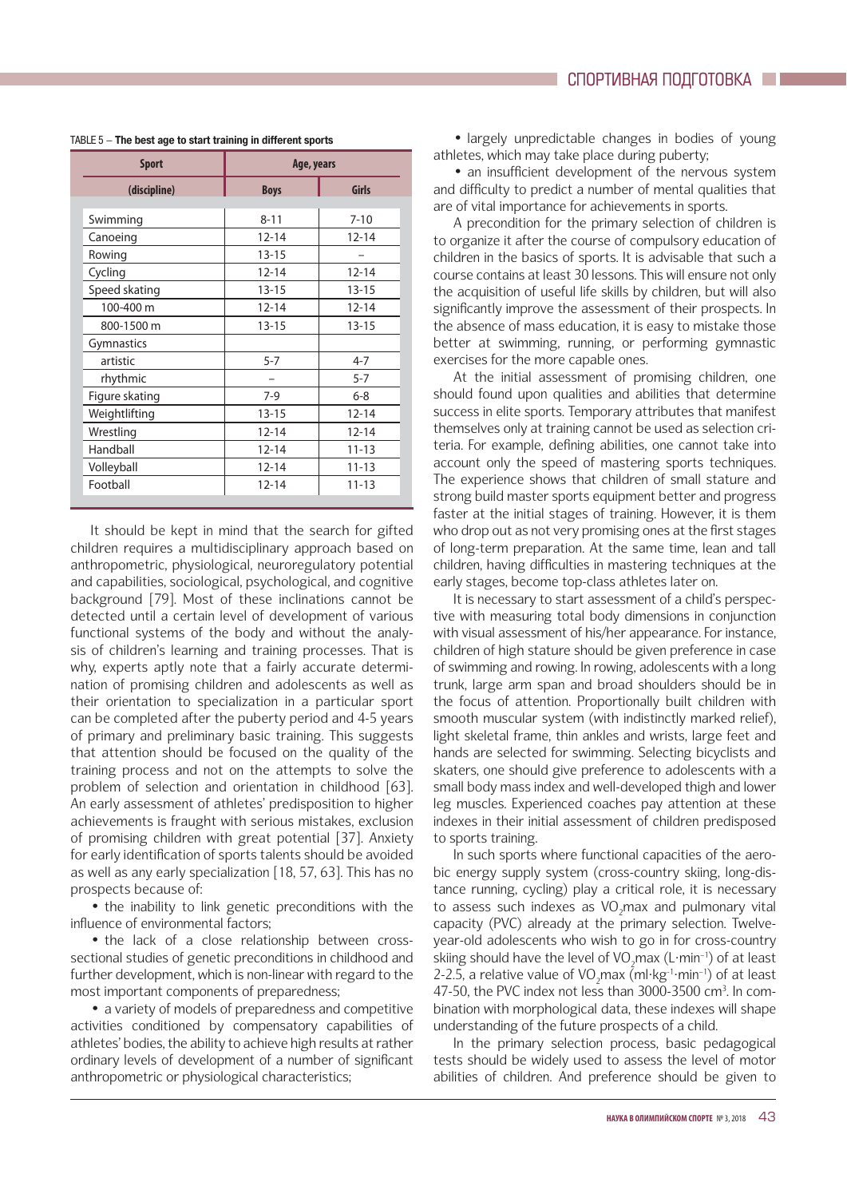TABLE 5 – **The best age to start training in different sports**

| Sport (discipline) | Age, years | |
|---|---|---|
| | Boys | Girls |
| Swimming | 8-11 | 7-10 |
| Canoeing | 12-14 | 12-14 |
| Rowing | 13-15 | – |
| Cycling | 12-14 | 12-14 |
| Speed skating | 13-15 | 13-15 |
| 100-400 m | 12-14 | 12-14 |
| 800-1500 m | 13-15 | 13-15 |
| Gymnastics | | |
| artistic | 5-7 | 4-7 |
| rhythmic | – | 5-7 |
| Figure skating | 7-9 | 6-8 |
| Weightlifting | 13-15 | 12-14 |
| Wrestling | 12-14 | 12-14 |
| Handball | 12-14 | 11-13 |
| Volleyball | 12-14 | 11-13 |
| Football | 12-14 | 11-13 |

It should be kept in mind that the search for gifted children requires a multidisciplinary approach based on anthropometric, physiological, neuroregulatory potential and capabilities, sociological, psychological, and cognitive background [79]. Most of these inclinations cannot be detected until a certain level of development of various functional systems of the body and without the analysis of children's learning and training processes. That is why, experts aptly note that a fairly accurate determination of promising children and adolescents as well as their orientation to specialization in a particular sport can be completed after the puberty period and 4-5 years of primary and preliminary basic training. This suggests that attention should be focused on the quality of the training process and not on the attempts to solve the problem of selection and orientation in childhood [63]. An early assessment of athletes' predisposition to higher achievements is fraught with serious mistakes, exclusion of promising children with great potential [37]. Anxiety for early identification of sports talents should be avoided as well as any early specialization [18, 57, 63]. This has no prospects because of:

- the inability to link genetic preconditions with the influence of environmental factors;
- the lack of a close relationship between cross-sectional studies of genetic preconditions in childhood and further development, which is non-linear with regard to the most important components of preparedness;
- a variety of models of preparedness and competitive activities conditioned by compensatory capabilities of athletes' bodies, the ability to achieve high results at rather ordinary levels of development of a number of significant anthropometric or physiological characteristics;
- largely unpredictable changes in bodies of young athletes, which may take place during puberty;
- an insufficient development of the nervous system and difficulty to predict a number of mental qualities that are of vital importance for achievements in sports.

A precondition for the primary selection of children is to organize it after the course of compulsory education of children in the basics of sports. It is advisable that such a course contains at least 30 lessons. This will ensure not only the acquisition of useful life skills by children, but will also significantly improve the assessment of their prospects. In the absence of mass education, it is easy to mistake those better at swimming, running, or performing gymnastic exercises for the more capable ones.

At the initial assessment of promising children, one should found upon qualities and abilities that determine success in elite sports. Temporary attributes that manifest themselves only at training cannot be used as selection criteria. For example, defining abilities, one cannot take into account only the speed of mastering sports techniques. The experience shows that children of small stature and strong build master sports equipment better and progress faster at the initial stages of training. However, it is them who drop out as not very promising ones at the first stages of long-term preparation. At the same time, lean and tall children, having difficulties in mastering techniques at the early stages, become top-class athletes later on.

It is necessary to start assessment of a child's perspective with measuring total body dimensions in conjunction with visual assessment of his/her appearance. For instance, children of high stature should be given preference in case of swimming and rowing. In rowing, adolescents with a long trunk, large arm span and broad shoulders should be in the focus of attention. Proportionally built children with smooth muscular system (with indistinctly marked relief), light skeletal frame, thin ankles and wrists, large feet and hands are selected for swimming. Selecting bicyclists and skaters, one should give preference to adolescents with a small body mass index and well-developed thigh and lower leg muscles. Experienced coaches pay attention at these indexes in their initial assessment of children predisposed to sports training.

In such sports where functional capacities of the aerobic energy supply system (cross-country skiing, long-distance running, cycling) play a critical role, it is necessary to assess such indexes as $VO_2max$ and pulmonary vital capacity (PVC) already at the primary selection. Twelve-year-old adolescents who wish to go in for cross-country skiing should have the level of $VO_2max$ ($L \cdot min^{-1}$) of at least 2-2.5, a relative value of $VO_2max$ ($ml \cdot kg^{-1} \cdot min^{-1}$) of at least 47-50, the PVC index not less than 3000-3500 $cm^3$. In combination with morphological data, these indexes will shape understanding of the future prospects of a child.

In the primary selection process, basic pedagogical tests should be widely used to assess the level of motor abilities of children. And preference should be given to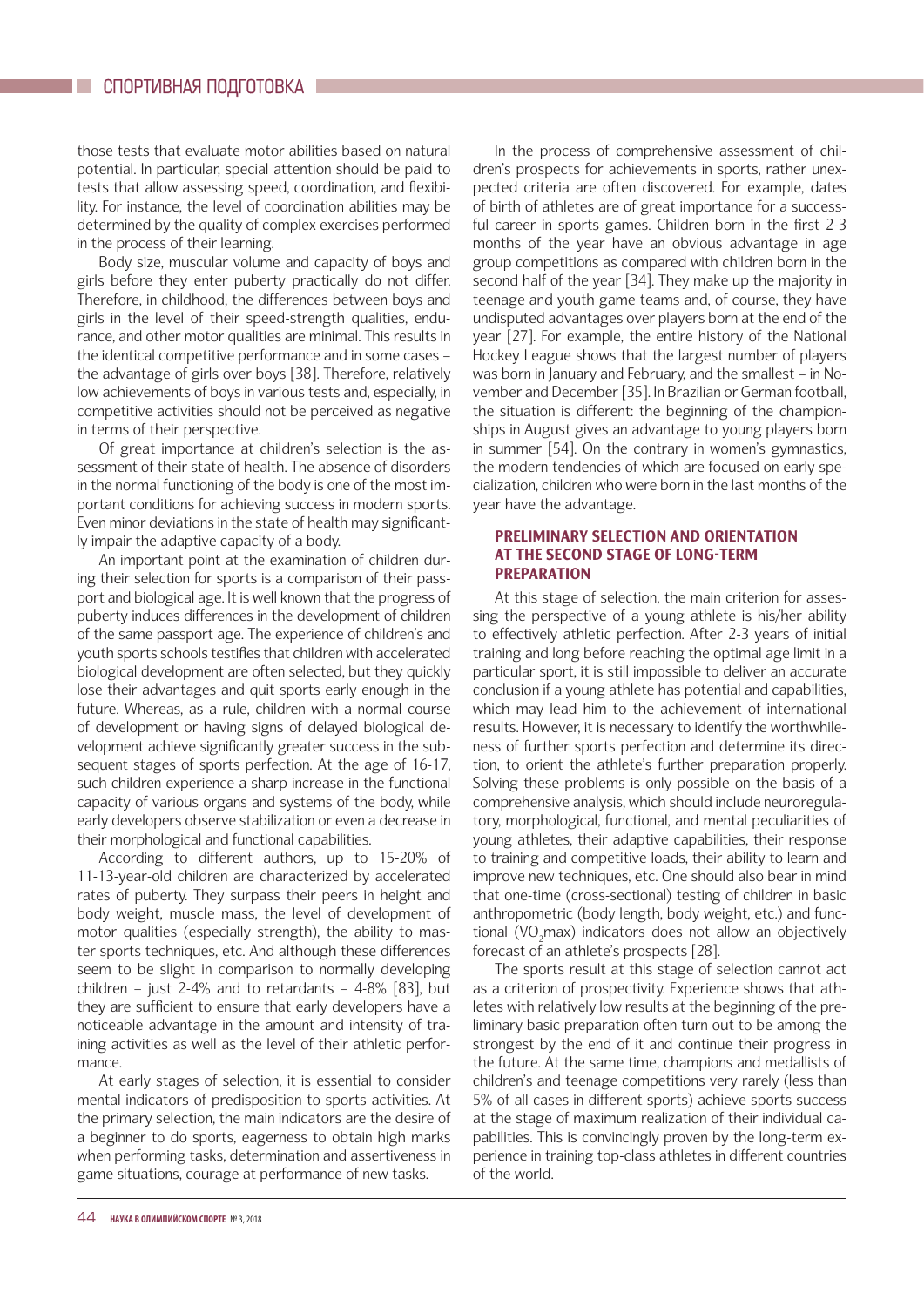those tests that evaluate motor abilities based on natural potential. In particular, special attention should be paid to tests that allow assessing speed, coordination, and flexibility. For instance, the level of coordination abilities may be determined by the quality of complex exercises performed in the process of their learning.

Body size, muscular volume and capacity of boys and girls before they enter puberty practically do not differ. Therefore, in childhood, the differences between boys and girls in the level of their speed-strength qualities, endurance, and other motor qualities are minimal. This results in the identical competitive performance and in some cases – the advantage of girls over boys [38]. Therefore, relatively low achievements of boys in various tests and, especially, in competitive activities should not be perceived as negative in terms of their perspective.

Of great importance at children's selection is the assessment of their state of health. The absence of disorders in the normal functioning of the body is one of the most important conditions for achieving success in modern sports. Even minor deviations in the state of health may significantly impair the adaptive capacity of a body.

An important point at the examination of children during their selection for sports is a comparison of their passport and biological age. It is well known that the progress of puberty induces differences in the development of children of the same passport age. The experience of children's and youth sports schools testifies that children with accelerated biological development are often selected, but they quickly lose their advantages and quit sports early enough in the future. Whereas, as a rule, children with a normal course of development or having signs of delayed biological development achieve significantly greater success in the subsequent stages of sports perfection. At the age of 16-17, such children experience a sharp increase in the functional capacity of various organs and systems of the body, while early developers observe stabilization or even a decrease in their morphological and functional capabilities.

According to different authors, up to 15-20% of 11-13-year-old children are characterized by accelerated rates of puberty. They surpass their peers in height and body weight, muscle mass, the level of development of motor qualities (especially strength), the ability to master sports techniques, etc. And although these differences seem to be slight in comparison to normally developing children – just 2-4% and to retardants – 4-8% [83], but they are sufficient to ensure that early developers have a noticeable advantage in the amount and intensity of training activities as well as the level of their athletic performance.

At early stages of selection, it is essential to consider mental indicators of predisposition to sports activities. At the primary selection, the main indicators are the desire of a beginner to do sports, eagerness to obtain high marks when performing tasks, determination and assertiveness in game situations, courage at performance of new tasks.

In the process of comprehensive assessment of children's prospects for achievements in sports, rather unexpected criteria are often discovered. For example, dates of birth of athletes are of great importance for a successful career in sports games. Children born in the first 2-3 months of the year have an obvious advantage in age group competitions as compared with children born in the second half of the year [34]. They make up the majority in teenage and youth game teams and, of course, they have undisputed advantages over players born at the end of the year [27]. For example, the entire history of the National Hockey League shows that the largest number of players was born in January and February, and the smallest – in November and December [35]. In Brazilian or German football, the situation is different: the beginning of the championships in August gives an advantage to young players born in summer [54]. On the contrary in women's gymnastics, the modern tendencies of which are focused on early specialization, children who were born in the last months of the year have the advantage.

## PRELIMINARY SELECTION AND ORIENTATION AT THE SECOND STAGE OF LONG-TERM PREPARATION

At this stage of selection, the main criterion for assessing the perspective of a young athlete is his/her ability to effectively athletic perfection. After 2-3 years of initial training and long before reaching the optimal age limit in a particular sport, it is still impossible to deliver an accurate conclusion if a young athlete has potential and capabilities, which may lead him to the achievement of international results. However, it is necessary to identify the worthwhileness of further sports perfection and determine its direction, to orient the athlete's further preparation properly. Solving these problems is only possible on the basis of a comprehensive analysis, which should include neuroregulatory, morphological, functional, and mental peculiarities of young athletes, their adaptive capabilities, their response to training and competitive loads, their ability to learn and improve new techniques, etc. One should also bear in mind that one-time (cross-sectional) testing of children in basic anthropometric (body length, body weight, etc.) and functional ($VO_2$max) indicators does not allow an objectively forecast of an athlete's prospects [28].

The sports result at this stage of selection cannot act as a criterion of prospectivity. Experience shows that athletes with relatively low results at the beginning of the preliminary basic preparation often turn out to be among the strongest by the end of it and continue their progress in the future. At the same time, champions and medallists of children's and teenage competitions very rarely (less than 5% of all cases in different sports) achieve sports success at the stage of maximum realization of their individual capabilities. This is convincingly proven by the long-term experience in training top-class athletes in different countries of the world.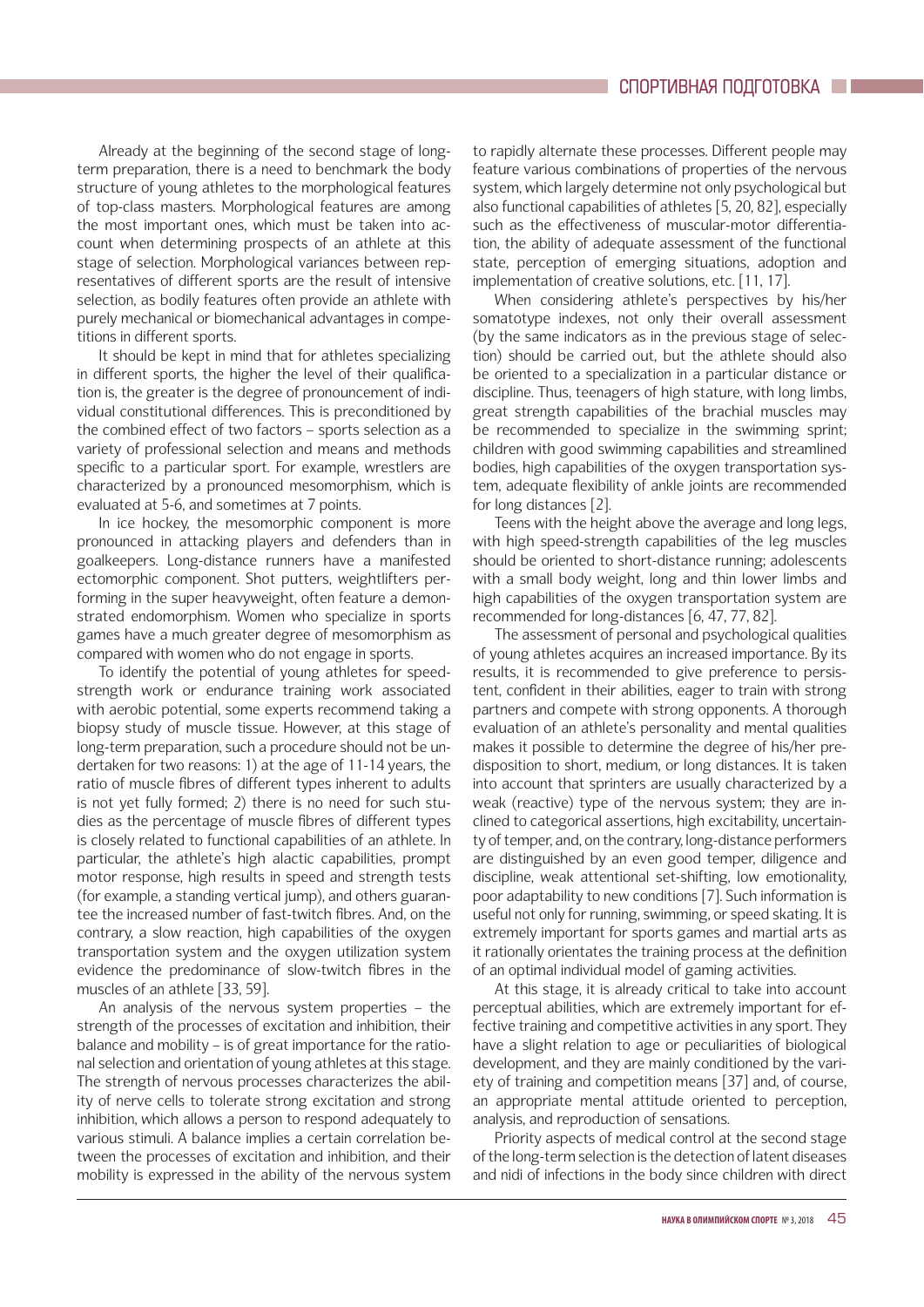Already at the beginning of the second stage of long-term preparation, there is a need to benchmark the body structure of young athletes to the morphological features of top-class masters. Morphological features are among the most important ones, which must be taken into account when determining prospects of an athlete at this stage of selection. Morphological variances between representatives of different sports are the result of intensive selection, as bodily features often provide an athlete with purely mechanical or biomechanical advantages in competitions in different sports.

It should be kept in mind that for athletes specializing in different sports, the higher the level of their qualification is, the greater is the degree of pronouncement of individual constitutional differences. This is preconditioned by the combined effect of two factors – sports selection as a variety of professional selection and means and methods specific to a particular sport. For example, wrestlers are characterized by a pronounced mesomorphism, which is evaluated at 5-6, and sometimes at 7 points.

In ice hockey, the mesomorphic component is more pronounced in attacking players and defenders than in goalkeepers. Long-distance runners have a manifested ectomorphic component. Shot putters, weightlifters performing in the super heavyweight, often feature a demonstrated endomorphism. Women who specialize in sports games have a much greater degree of mesomorphism as compared with women who do not engage in sports.

To identify the potential of young athletes for speed-strength work or endurance training work associated with aerobic potential, some experts recommend taking a biopsy study of muscle tissue. However, at this stage of long-term preparation, such a procedure should not be undertaken for two reasons: 1) at the age of 11-14 years, the ratio of muscle fibres of different types inherent to adults is not yet fully formed; 2) there is no need for such studies as the percentage of muscle fibres of different types is closely related to functional capabilities of an athlete. In particular, the athlete's high alactic capabilities, prompt motor response, high results in speed and strength tests (for example, a standing vertical jump), and others guarantee the increased number of fast-twitch fibres. And, on the contrary, a slow reaction, high capabilities of the oxygen transportation system and the oxygen utilization system evidence the predominance of slow-twitch fibres in the muscles of an athlete [33, 59].

An analysis of the nervous system properties – the strength of the processes of excitation and inhibition, their balance and mobility – is of great importance for the rational selection and orientation of young athletes at this stage. The strength of nervous processes characterizes the ability of nerve cells to tolerate strong excitation and strong inhibition, which allows a person to respond adequately to various stimuli. A balance implies a certain correlation between the processes of excitation and inhibition, and their mobility is expressed in the ability of the nervous system to rapidly alternate these processes. Different people may feature various combinations of properties of the nervous system, which largely determine not only psychological but also functional capabilities of athletes [5, 20, 82], especially such as the effectiveness of muscular-motor differentiation, the ability of adequate assessment of the functional state, perception of emerging situations, adoption and implementation of creative solutions, etc. [11, 17].

When considering athlete's perspectives by his/her somatotype indexes, not only their overall assessment (by the same indicators as in the previous stage of selection) should be carried out, but the athlete should also be oriented to a specialization in a particular distance or discipline. Thus, teenagers of high stature, with long limbs, great strength capabilities of the brachial muscles may be recommended to specialize in the swimming sprint; children with good swimming capabilities and streamlined bodies, high capabilities of the oxygen transportation system, adequate flexibility of ankle joints are recommended for long distances [2].

Teens with the height above the average and long legs, with high speed-strength capabilities of the leg muscles should be oriented to short-distance running; adolescents with a small body weight, long and thin lower limbs and high capabilities of the oxygen transportation system are recommended for long-distances [6, 47, 77, 82].

The assessment of personal and psychological qualities of young athletes acquires an increased importance. By its results, it is recommended to give preference to persistent, confident in their abilities, eager to train with strong partners and compete with strong opponents. A thorough evaluation of an athlete's personality and mental qualities makes it possible to determine the degree of his/her predisposition to short, medium, or long distances. It is taken into account that sprinters are usually characterized by a weak (reactive) type of the nervous system; they are inclined to categorical assertions, high excitability, uncertainty of temper, and, on the contrary, long-distance performers are distinguished by an even good temper, diligence and discipline, weak attentional set-shifting, low emotionality, poor adaptability to new conditions [7]. Such information is useful not only for running, swimming, or speed skating. It is extremely important for sports games and martial arts as it rationally orientates the training process at the definition of an optimal individual model of gaming activities.

At this stage, it is already critical to take into account perceptual abilities, which are extremely important for effective training and competitive activities in any sport. They have a slight relation to age or peculiarities of biological development, and they are mainly conditioned by the variety of training and competition means [37] and, of course, an appropriate mental attitude oriented to perception, analysis, and reproduction of sensations.

Priority aspects of medical control at the second stage of the long-term selection is the detection of latent diseases and nidi of infections in the body since children with direct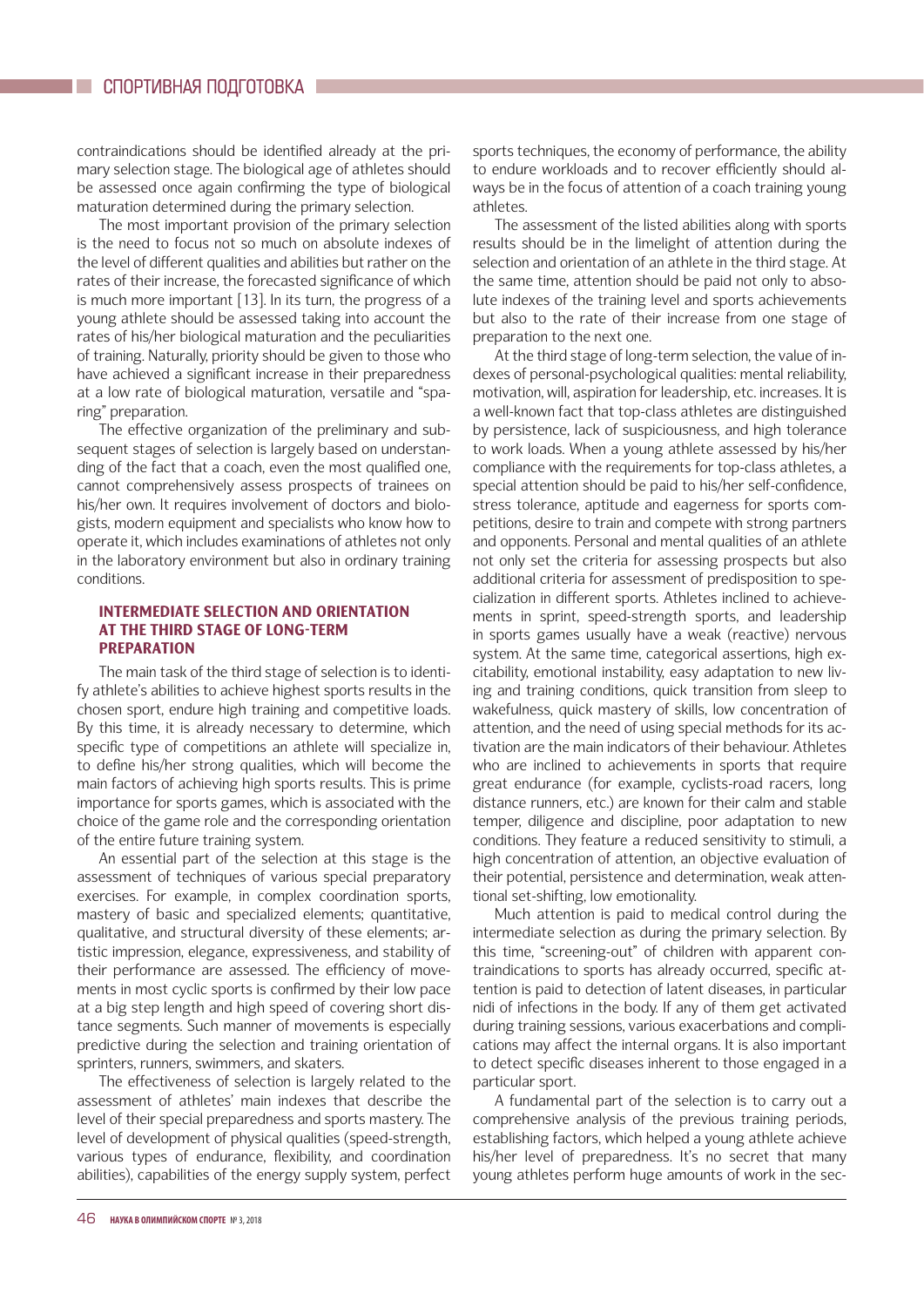contraindications should be identified already at the primary selection stage. The biological age of athletes should be assessed once again confirming the type of biological maturation determined during the primary selection.

The most important provision of the primary selection is the need to focus not so much on absolute indexes of the level of different qualities and abilities but rather on the rates of their increase, the forecasted significance of which is much more important [13]. In its turn, the progress of a young athlete should be assessed taking into account the rates of his/her biological maturation and the peculiarities of training. Naturally, priority should be given to those who have achieved a significant increase in their preparedness at a low rate of biological maturation, versatile and "sparing" preparation.

The effective organization of the preliminary and subsequent stages of selection is largely based on understanding of the fact that a coach, even the most qualified one, cannot comprehensively assess prospects of trainees on his/her own. It requires involvement of doctors and biologists, modern equipment and specialists who know how to operate it, which includes examinations of athletes not only in the laboratory environment but also in ordinary training conditions.

## INTERMEDIATE SELECTION AND ORIENTATION AT THE THIRD STAGE OF LONG-TERM PREPARATION

The main task of the third stage of selection is to identify athlete's abilities to achieve highest sports results in the chosen sport, endure high training and competitive loads. By this time, it is already necessary to determine, which specific type of competitions an athlete will specialize in, to define his/her strong qualities, which will become the main factors of achieving high sports results. This is prime importance for sports games, which is associated with the choice of the game role and the corresponding orientation of the entire future training system.

An essential part of the selection at this stage is the assessment of techniques of various special preparatory exercises. For example, in complex coordination sports, mastery of basic and specialized elements; quantitative, qualitative, and structural diversity of these elements; artistic impression, elegance, expressiveness, and stability of their performance are assessed. The efficiency of movements in most cyclic sports is confirmed by their low pace at a big step length and high speed of covering short distance segments. Such manner of movements is especially predictive during the selection and training orientation of sprinters, runners, swimmers, and skaters.

The effectiveness of selection is largely related to the assessment of athletes' main indexes that describe the level of their special preparedness and sports mastery. The level of development of physical qualities (speed-strength, various types of endurance, flexibility, and coordination abilities), capabilities of the energy supply system, perfect sports techniques, the economy of performance, the ability to endure workloads and to recover efficiently should always be in the focus of attention of a coach training young athletes.

The assessment of the listed abilities along with sports results should be in the limelight of attention during the selection and orientation of an athlete in the third stage. At the same time, attention should be paid not only to absolute indexes of the training level and sports achievements but also to the rate of their increase from one stage of preparation to the next one.

At the third stage of long-term selection, the value of indexes of personal-psychological qualities: mental reliability, motivation, will, aspiration for leadership, etc. increases. It is a well-known fact that top-class athletes are distinguished by persistence, lack of suspiciousness, and high tolerance to work loads. When a young athlete assessed by his/her compliance with the requirements for top-class athletes, a special attention should be paid to his/her self-confidence, stress tolerance, aptitude and eagerness for sports competitions, desire to train and compete with strong partners and opponents. Personal and mental qualities of an athlete not only set the criteria for assessing prospects but also additional criteria for assessment of predisposition to specialization in different sports. Athletes inclined to achievements in sprint, speed-strength sports, and leadership in sports games usually have a weak (reactive) nervous system. At the same time, categorical assertions, high excitability, emotional instability, easy adaptation to new living and training conditions, quick transition from sleep to wakefulness, quick mastery of skills, low concentration of attention, and the need of using special methods for its activation are the main indicators of their behaviour. Athletes who are inclined to achievements in sports that require great endurance (for example, cyclists-road racers, long distance runners, etc.) are known for their calm and stable temper, diligence and discipline, poor adaptation to new conditions. They feature a reduced sensitivity to stimuli, a high concentration of attention, an objective evaluation of their potential, persistence and determination, weak attentional set-shifting, low emotionality.

Much attention is paid to medical control during the intermediate selection as during the primary selection. By this time, "screening-out" of children with apparent contraindications to sports has already occurred, specific attention is paid to detection of latent diseases, in particular nidi of infections in the body. If any of them get activated during training sessions, various exacerbations and complications may affect the internal organs. It is also important to detect specific diseases inherent to those engaged in a particular sport.

A fundamental part of the selection is to carry out a comprehensive analysis of the previous training periods, establishing factors, which helped a young athlete achieve his/her level of preparedness. It's no secret that many young athletes perform huge amounts of work in the sec-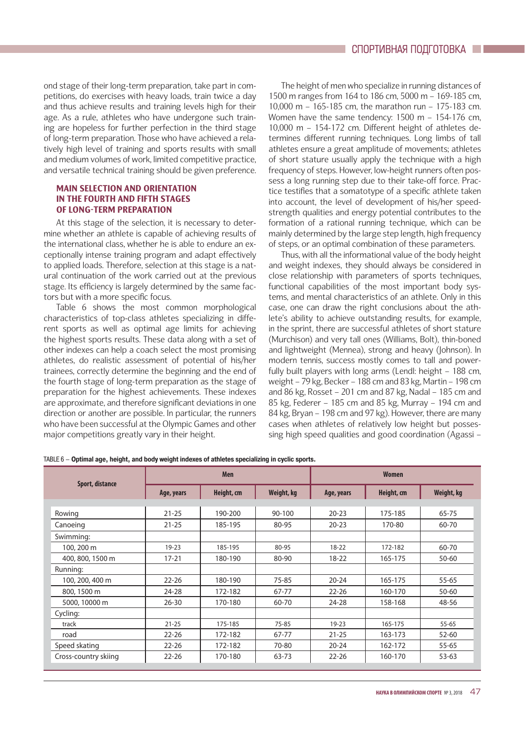ond stage of their long-term preparation, take part in competitions, do exercises with heavy loads, train twice a day and thus achieve results and training levels high for their age. As a rule, athletes who have undergone such training are hopeless for further perfection in the third stage of long-term preparation. Those who have achieved a relatively high level of training and sports results with small and medium volumes of work, limited competitive practice, and versatile technical training should be given preference.

## MAIN SELECTION AND ORIENTATION IN THE FOURTH AND FIFTH STAGES OF LONG-TERM PREPARATION

At this stage of the selection, it is necessary to determine whether an athlete is capable of achieving results of the international class, whether he is able to endure an exceptionally intense training program and adapt effectively to applied loads. Therefore, selection at this stage is a natural continuation of the work carried out at the previous stage. Its efficiency is largely determined by the same factors but with a more specific focus.

Table 6 shows the most common morphological characteristics of top-class athletes specializing in different sports as well as optimal age limits for achieving the highest sports results. These data along with a set of other indexes can help a coach select the most promising athletes, do realistic assessment of potential of his/her trainees, correctly determine the beginning and the end of the fourth stage of long-term preparation as the stage of preparation for the highest achievements. These indexes are approximate, and therefore significant deviations in one direction or another are possible. In particular, the runners who have been successful at the Olympic Games and other major competitions greatly vary in their height.

The height of men who specialize in running distances of 1500 m ranges from 164 to 186 cm, 5000 m – 169-185 cm, 10,000 m – 165-185 cm, the marathon run – 175-183 cm. Women have the same tendency: 1500 m – 154-176 cm, 10,000 m – 154-172 cm. Different height of athletes determines different running techniques. Long limbs of tall athletes ensure a great amplitude of movements; athletes of short stature usually apply the technique with a high frequency of steps. However, low-height runners often possess a long running step due to their take-off force. Practice testifies that a somatotype of a specific athlete taken into account, the level of development of his/her speed-strength qualities and energy potential contributes to the formation of a rational running technique, which can be mainly determined by the large step length, high frequency of steps, or an optimal combination of these parameters.

Thus, with all the informational value of the body height and weight indexes, they should always be considered in close relationship with parameters of sports techniques, functional capabilities of the most important body systems, and mental characteristics of an athlete. Only in this case, one can draw the right conclusions about the athlete's ability to achieve outstanding results, for example, in the sprint, there are successful athletes of short stature (Murchison) and very tall ones (Williams, Bolt), thin-boned and lightweight (Mennea), strong and heavy (Johnson). In modern tennis, success mostly comes to tall and powerfully built players with long arms (Lendl: height – 188 cm, weight – 79 kg, Becker – 188 cm and 83 kg, Martin – 198 cm and 86 kg, Rosset – 201 cm and 87 kg, Nadal – 185 cm and 85 kg, Federer – 185 cm and 85 kg, Murray – 194 cm and 84 kg, Bryan – 198 cm and 97 kg). However, there are many cases when athletes of relatively low height but possessing high speed qualities and good coordination (Agassi –

TABLE 6 – **Optimal age, height, and body weight indexes of athletes specializing in cyclic sports.**

| Sport, distance | Men | | | Women | | |
|---|---|---|---|---|---|---|
| | Age, years | Height, cm | Weight, kg | Age, years | Height, cm | Weight, kg |
| Rowing | 21-25 | 190-200 | 90-100 | 20-23 | 175-185 | 65-75 |
| Canoeing | 21-25 | 185-195 | 80-95 | 20-23 | 170-80 | 60-70 |
| Swimming: | | | | | | |
| 100, 200 m | 19-23 | 185-195 | 80-95 | 18-22 | 172-182 | 60-70 |
| 400, 800, 1500 m | 17-21 | 180-190 | 80-90 | 18-22 | 165-175 | 50-60 |
| Running: | | | | | | |
| 100, 200, 400 m | 22-26 | 180-190 | 75-85 | 20-24 | 165-175 | 55-65 |
| 800, 1500 m | 24-28 | 172-182 | 67-77 | 22-26 | 160-170 | 50-60 |
| 5000, 10000 m | 26-30 | 170-180 | 60-70 | 24-28 | 158-168 | 48-56 |
| Cycling: | | | | | | |
| track | 21-25 | 175-185 | 75-85 | 19-23 | 165-175 | 55-65 |
| road | 22-26 | 172-182 | 67-77 | 21-25 | 163-173 | 52-60 |
| Speed skating | 22-26 | 172-182 | 70-80 | 20-24 | 162-172 | 55-65 |
| Cross-country skiing | 22-26 | 170-180 | 63-73 | 22-26 | 160-170 | 53-63 |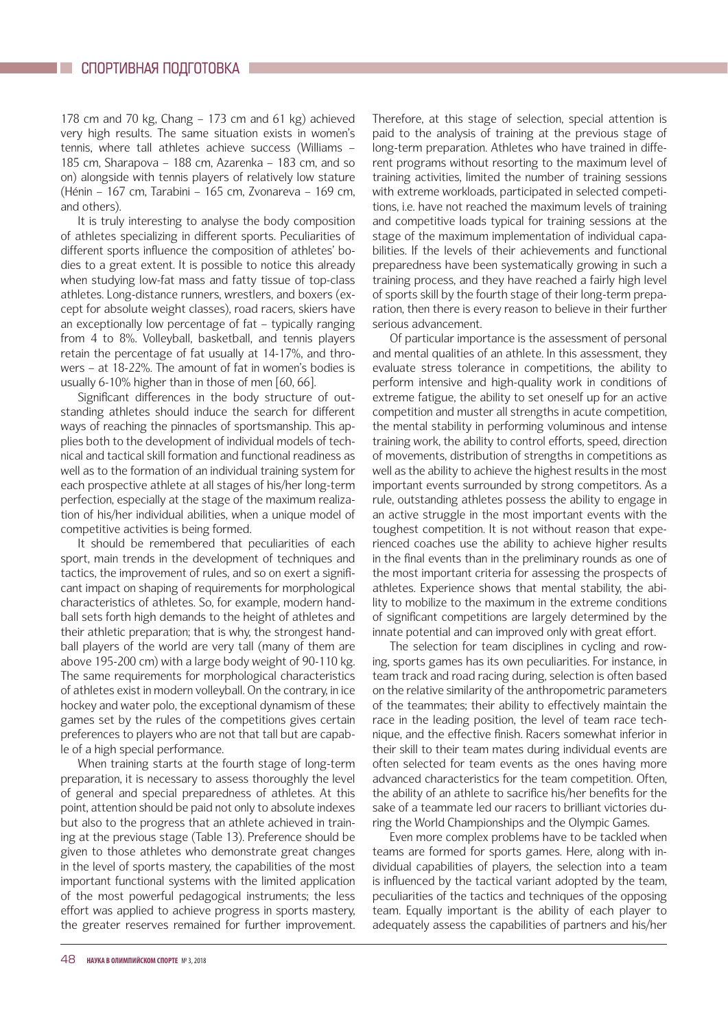178 cm and 70 kg, Chang – 173 cm and 61 kg) achieved very high results. The same situation exists in women's tennis, where tall athletes achieve success (Williams – 185 cm, Sharapova – 188 cm, Azarenka – 183 cm, and so on) alongside with tennis players of relatively low stature (Hénin – 167 cm, Tarabini – 165 cm, Zvonareva – 169 cm, and others).

It is truly interesting to analyse the body composition of athletes specializing in different sports. Peculiarities of different sports influence the composition of athletes' bodies to a great extent. It is possible to notice this already when studying low-fat mass and fatty tissue of top-class athletes. Long-distance runners, wrestlers, and boxers (except for absolute weight classes), road racers, skiers have an exceptionally low percentage of fat – typically ranging from 4 to 8%. Volleyball, basketball, and tennis players retain the percentage of fat usually at 14-17%, and throwers – at 18-22%. The amount of fat in women's bodies is usually 6-10% higher than in those of men [60, 66].

Significant differences in the body structure of outstanding athletes should induce the search for different ways of reaching the pinnacles of sportsmanship. This applies both to the development of individual models of technical and tactical skill formation and functional readiness as well as to the formation of an individual training system for each prospective athlete at all stages of his/her long-term perfection, especially at the stage of the maximum realization of his/her individual abilities, when a unique model of competitive activities is being formed.

It should be remembered that peculiarities of each sport, main trends in the development of techniques and tactics, the improvement of rules, and so on exert a significant impact on shaping of requirements for morphological characteristics of athletes. So, for example, modern handball sets forth high demands to the height of athletes and their athletic preparation; that is why, the strongest handball players of the world are very tall (many of them are above 195-200 cm) with a large body weight of 90-110 kg. The same requirements for morphological characteristics of athletes exist in modern volleyball. On the contrary, in ice hockey and water polo, the exceptional dynamism of these games set by the rules of the competitions gives certain preferences to players who are not that tall but are capable of a high special performance.

When training starts at the fourth stage of long-term preparation, it is necessary to assess thoroughly the level of general and special preparedness of athletes. At this point, attention should be paid not only to absolute indexes but also to the progress that an athlete achieved in training at the previous stage (Table 13). Preference should be given to those athletes who demonstrate great changes in the level of sports mastery, the capabilities of the most important functional systems with the limited application of the most powerful pedagogical instruments; the less effort was applied to achieve progress in sports mastery, the greater reserves remained for further improvement. Therefore, at this stage of selection, special attention is paid to the analysis of training at the previous stage of long-term preparation. Athletes who have trained in different programs without resorting to the maximum level of training activities, limited the number of training sessions with extreme workloads, participated in selected competitions, i.e. have not reached the maximum levels of training and competitive loads typical for training sessions at the stage of the maximum implementation of individual capabilities. If the levels of their achievements and functional preparedness have been systematically growing in such a training process, and they have reached a fairly high level of sports skill by the fourth stage of their long-term preparation, then there is every reason to believe in their further serious advancement.

Of particular importance is the assessment of personal and mental qualities of an athlete. In this assessment, they evaluate stress tolerance in competitions, the ability to perform intensive and high-quality work in conditions of extreme fatigue, the ability to set oneself up for an active competition and muster all strengths in acute competition, the mental stability in performing voluminous and intense training work, the ability to control efforts, speed, direction of movements, distribution of strengths in competitions as well as the ability to achieve the highest results in the most important events surrounded by strong competitors. As a rule, outstanding athletes possess the ability to engage in an active struggle in the most important events with the toughest competition. It is not without reason that experienced coaches use the ability to achieve higher results in the final events than in the preliminary rounds as one of the most important criteria for assessing the prospects of athletes. Experience shows that mental stability, the ability to mobilize to the maximum in the extreme conditions of significant competitions are largely determined by the innate potential and can improved only with great effort.

The selection for team disciplines in cycling and rowing, sports games has its own peculiarities. For instance, in team track and road racing during, selection is often based on the relative similarity of the anthropometric parameters of the teammates; their ability to effectively maintain the race in the leading position, the level of team race technique, and the effective finish. Racers somewhat inferior in their skill to their team mates during individual events are often selected for team events as the ones having more advanced characteristics for the team competition. Often, the ability of an athlete to sacrifice his/her benefits for the sake of a teammate led our racers to brilliant victories during the World Championships and the Olympic Games.

Even more complex problems have to be tackled when teams are formed for sports games. Here, along with individual capabilities of players, the selection into a team is influenced by the tactical variant adopted by the team, peculiarities of the tactics and techniques of the opposing team. Equally important is the ability of each player to adequately assess the capabilities of partners and his/her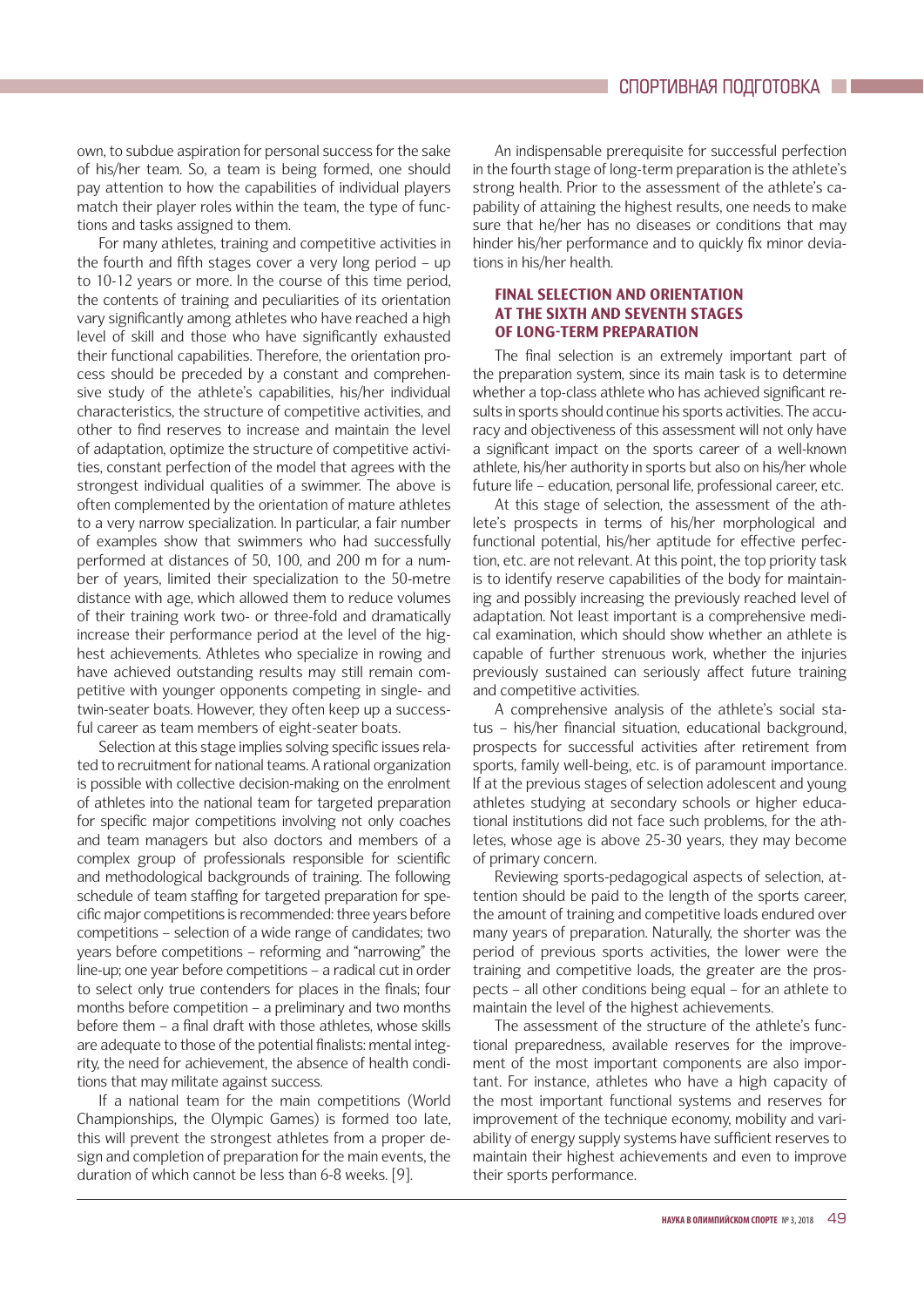own, to subdue aspiration for personal success for the sake of his/her team. So, a team is being formed, one should pay attention to how the capabilities of individual players match their player roles within the team, the type of functions and tasks assigned to them.

For many athletes, training and competitive activities in the fourth and fifth stages cover a very long period – up to 10-12 years or more. In the course of this time period, the contents of training and peculiarities of its orientation vary significantly among athletes who have reached a high level of skill and those who have significantly exhausted their functional capabilities. Therefore, the orientation process should be preceded by a constant and comprehensive study of the athlete's capabilities, his/her individual characteristics, the structure of competitive activities, and other to find reserves to increase and maintain the level of adaptation, optimize the structure of competitive activities, constant perfection of the model that agrees with the strongest individual qualities of a swimmer. The above is often complemented by the orientation of mature athletes to a very narrow specialization. In particular, a fair number of examples show that swimmers who had successfully performed at distances of 50, 100, and 200 m for a number of years, limited their specialization to the 50-metre distance with age, which allowed them to reduce volumes of their training work two- or three-fold and dramatically increase their performance period at the level of the highest achievements. Athletes who specialize in rowing and have achieved outstanding results may still remain competitive with younger opponents competing in single- and twin-seater boats. However, they often keep up a successful career as team members of eight-seater boats.

Selection at this stage implies solving specific issues related to recruitment for national teams. A rational organization is possible with collective decision-making on the enrolment of athletes into the national team for targeted preparation for specific major competitions involving not only coaches and team managers but also doctors and members of a complex group of professionals responsible for scientific and methodological backgrounds of training. The following schedule of team staffing for targeted preparation for specific major competitions is recommended: three years before competitions – selection of a wide range of candidates; two years before competitions – reforming and "narrowing" the line-up; one year before competitions – a radical cut in order to select only true contenders for places in the finals; four months before competition – a preliminary and two months before them – a final draft with those athletes, whose skills are adequate to those of the potential finalists: mental integrity, the need for achievement, the absence of health conditions that may militate against success.

If a national team for the main competitions (World Championships, the Olympic Games) is formed too late, this will prevent the strongest athletes from a proper design and completion of preparation for the main events, the duration of which cannot be less than 6-8 weeks. [9].

An indispensable prerequisite for successful perfection in the fourth stage of long-term preparation is the athlete's strong health. Prior to the assessment of the athlete's capability of attaining the highest results, one needs to make sure that he/her has no diseases or conditions that may hinder his/her performance and to quickly fix minor deviations in his/her health.

### FINAL SELECTION AND ORIENTATION AT THE SIXTH AND SEVENTH STAGES OF LONG-TERM PREPARATION

The final selection is an extremely important part of the preparation system, since its main task is to determine whether a top-class athlete who has achieved significant results in sports should continue his sports activities. The accuracy and objectiveness of this assessment will not only have a significant impact on the sports career of a well-known athlete, his/her authority in sports but also on his/her whole future life – education, personal life, professional career, etc.

At this stage of selection, the assessment of the athlete's prospects in terms of his/her morphological and functional potential, his/her aptitude for effective perfection, etc. are not relevant. At this point, the top priority task is to identify reserve capabilities of the body for maintaining and possibly increasing the previously reached level of adaptation. Not least important is a comprehensive medical examination, which should show whether an athlete is capable of further strenuous work, whether the injuries previously sustained can seriously affect future training and competitive activities.

A comprehensive analysis of the athlete's social status – his/her financial situation, educational background, prospects for successful activities after retirement from sports, family well-being, etc. is of paramount importance. If at the previous stages of selection adolescent and young athletes studying at secondary schools or higher educational institutions did not face such problems, for the athletes, whose age is above 25-30 years, they may become of primary concern.

Reviewing sports-pedagogical aspects of selection, attention should be paid to the length of the sports career, the amount of training and competitive loads endured over many years of preparation. Naturally, the shorter was the period of previous sports activities, the lower were the training and competitive loads, the greater are the prospects – all other conditions being equal – for an athlete to maintain the level of the highest achievements.

The assessment of the structure of the athlete's functional preparedness, available reserves for the improvement of the most important components are also important. For instance, athletes who have a high capacity of the most important functional systems and reserves for improvement of the technique economy, mobility and variability of energy supply systems have sufficient reserves to maintain their highest achievements and even to improve their sports performance.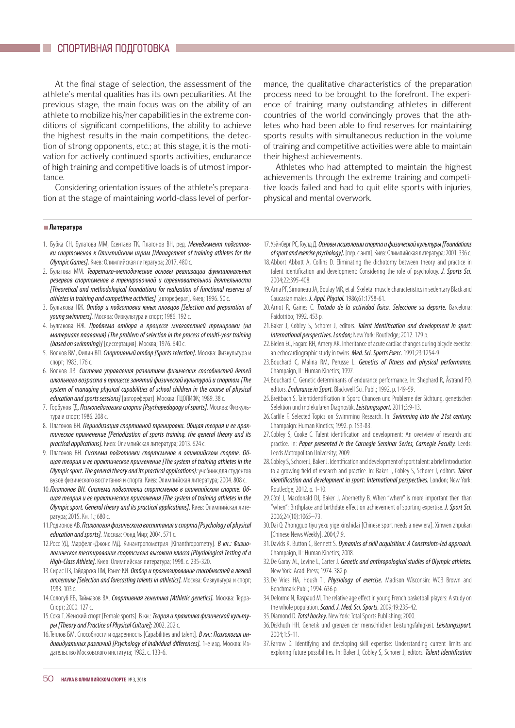At the final stage of selection, the assessment of the athlete's mental qualities has its own peculiarities. At the previous stage, the main focus was on the ability of an athlete to mobilize his/her capabilities in the extreme conditions of significant competitions, the ability to achieve the highest results in the main competitions, the detection of strong opponents, etc.; at this stage, it is the motivation for actively continued sports activities, endurance of high training and competitive loads is of utmost importance.

Considering orientation issues of the athlete's preparation at the stage of maintaining world-class level of performance, the qualitative characteristics of the preparation process need to be brought to the forefront. The experience of training many outstanding athletes in different countries of the world convincingly proves that the athletes who had been able to find reserves for maintaining sports results with simultaneous reduction in the volume of training and competitive activities were able to maintain their highest achievements.

Athletes who had attempted to maintain the highest achievements through the extreme training and competitive loads failed and had to quit elite sports with injuries, physical and mental overwork.

**Литература**

1. Бубка СН, Булатова ММ, Есентаев ТК, Платонов ВН, ред. *Менеджмент подготовки спортсменов к Олимпийским играм [Management of training athletes for the Olympic Games]*. Киев: Олимпийская литература; 2017. 480 с.
2. Булатова ММ. *Теоретико-методические основы реализации функциональных резервов спортсменов в тренировочной и соревновательной деятельности [Theoretical and methodological foundations for realization of functional reserves of athletes in training and competitive activities]* [автореферат]. Киев; 1996. 50 с.
3. Булгакова НЖ. *Отбор и подготовка юных пловцов [Selection and preparation of young swimmers]*. Москва: Физкультура и спорт; 1986. 192 с.
4. Булгакова НЖ. *Проблема отбора в процессе многолетней тренировки (на материале плавания) [The problem of selection in the process of multi-year training (based on swimming)]* [диссертация]. Москва; 1976. 640 с.
5. Волков ВМ, Филин ВП. *Спортивный отбор [Sports selection]*. Москва: Физкультура и спорт; 1983. 176 с.
6. Волков ЛВ. *Система управления развитием физических способностей детей школьного возраста в процессе занятий физической культурой и спортом [The system of managing physical capabilities of school children in the course of physical education and sports sessions]* [автореферат]. Москва: ГЦОЛИФК; 1989. 38 с.
7. Горбунов ГД. *Психопедагогика спорта [Psychopedagogy of sports]*. Москва: Физкультура и спорт; 1986. 208 с.
8. Платонов ВН. *Периодизация спортивной тренировки. Общая теория и ее практическое применение [Periodization of sports training. the general theory and its practical applications]*. Киев: Олимпийская литература; 2013. 624 с.
9. Платонов ВН. *Система подготовки спортсменов в олимпийском спорте. Общая теория и ее практическое применение [The system of training athletes in the Olympic sport. The general theory and its practical applications]:* учебник для студентов вузов физического воспитания и спорта. Киев: Олимпийская литература; 2004. 808 с.
10. *Платонов ВН. Система подготовки спортсменов в олимпийском спорте. Общая теория и ее практические приложения [The system of training athletes in the Olympic sport. General theory and its practical applications]*. Киев: Олимпийская литература; 2015. Кн. 1.; 680 с.
11. Родионов АВ. *Психология физического воспитания и спорта [Psychology of physical education and sports]*. Москва: Фонд Мир; 2004. 571 с.
12. Росс УД, Марфелл-Джонс МД. Кинантропометрия [Kinanthropometry]. *В кн.: Физиологическое тестирование спортсмена высокого класса [Physiological Testing of a High-Class Athlete]*. Киев: Олимпийская литература; 1998. с. 235-320.
13. Сирис ПЗ, Гайдарска ПМ, Ранее КИ. *Отбор и прогнозирование способностей в легкой атлетике [Selection and forecasting talents in athletics]*. Москва: Физкультура и спорт; 1983. 103 с.
14. Сологуб ЕБ, Таймазов ВА. *Спортивная генетика [Athletic genetics]*. Москва: Терра-Спорт; 2000. 127 с.
15. Соха Т. Женский спорт [Female sports]. В кн.: *Теория и практика физической культуры [Theory and Practice of Physical Culture];* 2002. 202 с.
16. Теплов БМ. Способности и одаренность [Capabilities and talent]. *В кн.: Психология индивидуальных различий [Psychology of individual differences]*. 1-е изд. Москва: Издательство Московского института; 1982. с. 133-6.
17. Уэйнберг РС, Гоулд Д. *Основы психологии спорта и физической культуры [Foundations of sport and exercise psychology]*. [пер. с англ]. Киев: Олимпийская литература; 2001. 336 с.
18. Abbort Abbott A, Collins D. Eliminating the dichotomy between theory and practice in talent identification and development: Considering the role of psychology. *J. Sports Sci.* 2004;22:395-408.
19. Ama PF, Simoneau JA, Boulay MR, et al. Skeletal muscle characteristics in sedentary Black and Caucasian males. *J. Appl. Physiol.* 1986;61:1758-61.
20. Arnot R, Gaines C. *Tratado de la actividad fisica. Seleccione su deporte.* Barcelona: Paidotribo; 1992. 453 p.
21. Baker J, Cobley S, Schorer J, editors. *Talent identification and development in sport: International perspectives. London;* New York: Routledge; 2012. 179 p.
22. Bielen EC, Fagard RH, Amery AK. Inheritance of acute cardiac changes during bicycle exercise: an echocardiographic study in twins. *Med. Sci. Sports Exerc.* 1991;23:1254-9.
23. Bouchard C, Malina RM, Perusse L. *Genetics of fitness and physical performance.* Champaign, IL: Human Kinetics; 1997.
24. Bouchard C. Genetic determinants of endurance performance. In: Shephard R, Åstrand PO, editors. *Endurance in Sport.* Blackwell Sci. Publ.; 1992. p. 149-59.
25. Breitbach S. Talentidentifikation in Sport: Chancen und Probleme der Sichtung, genetischen Selektion und molekularen Diagnostik. *Leistungssport.* 2011;3:9-13.
26. Carlile F. Selected Topics on Swimming Research. In: *Swimming into the 21st century.* Champaign: Human Kinetics; 1992. p. 153-83.
27. Cobley S, Cooke C. Talent identification and development: An overview of research and practice. In: *Paper presented in the Carnegie Seminar Series, Carnegie Faculty.* Leeds: Leeds Metropolitan University; 2009.
28. Cobley S, Schorer J, Baker J. Identification and development of sport talent: a brief introduction to a growing field of research and practice. In: Baker J, Cobley S, Schorer J, editors. *Talent identification and development in sport: International perspectives.* London; New York: Routledge; 2012. p. 1-10.
29. Côté J, Macdonald DJ, Baker J, Abernethy B. When "where" is more important then than "when": Birthplace and birthdate effect on achievement of sporting expertise. *J. Sport Sci.* 2006;24(10):1065–73.
30. Dai Q. Zhongguo tiyu yexu yige xinshidai [Chinese sport needs a new era]. Xinwen zhpukan [Chinese News Weekly]. 2004;7:9.
31. Davids K, Button C, Bennett S. *Dynamics of skill acquisition: A Constraints-led approach.* Champaign, IL: Human Kinetics; 2008.
32. De Garay AL, Levine L, Carter J. *Genetic and anthropological studies of Olympic athletes.* New York: Acad. Press; 1974. 382 p.
33. De Vries HA, Housh TI. *Physiology of exercise.* Madison Wisconsin: WCB Brown and Benchmark Publ.; 1994. 636 p.
34. Delorme N, Raspaud M. The relative age effect in young French basketball players: A study on the whole population. *Scand. J. Med. Sci. Sports.* 2009;19:235-42.
35. Diamond D. *Total hockey.* New York: Total Sports Publishing; 2000.
36. Diskhuth HH. Genetik und grenzen der menschlichen Leistungsfahigkeit. *Leistungssport.* 2004;1:5-11.
37. Farrow D. Identifying and developing skill expertise: Understanding current limits and exploring future possibilities. In: Baker J, Cobley S, Schorer J, editors. *Talent identification*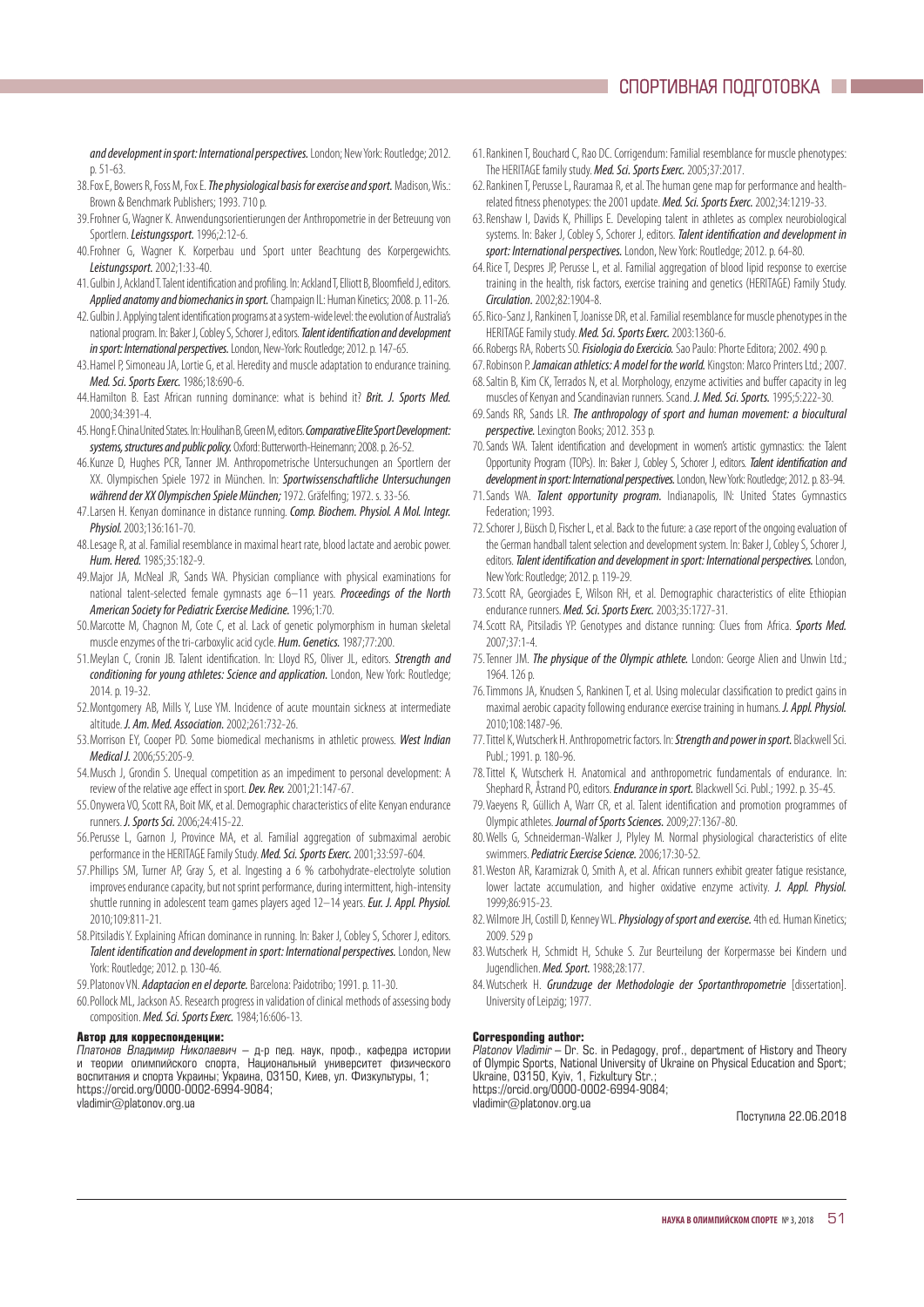*and development in sport: International perspectives.* London; New York: Routledge; 2012. p. 51-63.

38. Fox E, Bowers R, Foss M, Fox E. *The physiological basis for exercise and sport.* Madison, Wis.: Brown & Benchmark Publishers; 1993. 710 p.

39. Frohner G, Wagner K. Anwendungsorientierungen der Anthropometrie in der Betreuung von Sportlern. *Leistungssport.* 1996;2:12-6.

40. Frohner G, Wagner K. Korperbau und Sport unter Beachtung des Korpergewichts. *Leistungssport.* 2002;1:33-40.

41. Gulbin J, Ackland T. Talent identification and profiling. In: Ackland T, Elliott B, Bloomfield J, editors. *Applied anatomy and biomechanics in sport.* Champaign IL: Human Kinetics; 2008. p. 11-26.

42. Gulbin J. Applying talent identification programs at a system-wide level: the evolution of Australia's national program. In: Baker J, Cobley S, Schorer J, editors. *Talent identification and development in sport: International perspectives.* London, New-York: Routledge; 2012. p. 147-65.

43. Hamel P, Simoneau JA, Lortie G, et al. Heredity and muscle adaptation to endurance training. *Med. Sci. Sports Exerc.* 1986;18:690-6.

44. Hamilton B. East African running dominance: what is behind it? *Brit. J. Sports Med.* 2000;34:391-4.

45. Hong F. China United States. In: Houlihan B, Green M, editors. *Comparative Elite Sport Development: systems, structures and public policy.* Oxford: Butterworth-Heinemann; 2008. p. 26-52.

46. Kunze D, Hughes PCR, Tanner JM. Anthropometrische Untersuchungen an Sportlern der XX. Olympischen Spiele 1972 in München. In: *Sportwissenschaftliche Untersuchungen während der XX Olympischen Spiele München;* 1972. Gräfelfing; 1972. s. 33-56.

47. Larsen H. Kenyan dominance in distance running. *Comp. Biochem. Physiol. A Mol. Integr. Physiol.* 2003;136:161-70.

48. Lesage R, at al. Familial resemblance in maximal heart rate, blood lactate and aerobic power. *Hum. Hered.* 1985;35:182-9.

49. Major JA, McNeal JR, Sands WA. Physician compliance with physical examinations for national talent-selected female gymnasts age 6–11 years. *Proceedings of the North American Society for Pediatric Exercise Medicine.* 1996;1:70.

50. Marcotte M, Chagnon M, Cote C, et al. Lack of genetic polymorphism in human skeletal muscle enzymes of the tri-carboxylic acid cycle. *Hum. Genetics.* 1987;77:200.

51. Meylan C, Cronin JB. Talent identification. In: Lloyd RS, Oliver JL, editors. *Strength and conditioning for young athletes: Science and application.* London, New York: Routledge; 2014. p. 19-32.

52. Montgomery AB, Mills Y, Luse YM. Incidence of acute mountain sickness at intermediate altitude. *J. Am. Med. Association.* 2002;261:732-26.

53. Morrison EY, Cooper PD. Some biomedical mechanisms in athletic prowess. *West Indian Medical J.* 2006;55:205-9.

54. Musch J, Grondin S. Unequal competition as an impediment to personal development: A review of the relative age effect in sport. *Dev. Rev.* 2001;21:147-67.

55. Onywera VO, Scott RA, Boit MK, et al. Demographic characteristics of elite Kenyan endurance runners. *J. Sports Sci.* 2006;24:415-22.

56. Perusse L, Gamon J, Province MA, et al. Familial aggregation of submaximal aerobic performance in the HERITAGE Family Study. *Med. Sci. Sports Exerc.* 2001;33:597-604.

57. Phillips SM, Turner AP, Gray S, et al. Ingesting a 6 % carbohydrate-electrolyte solution improves endurance capacity, but not sprint performance, during intermittent, high-intensity shuttle running in adolescent team games players aged 12–14 years. *Eur. J. Appl. Physiol.* 2010;109:811-21.

58. Pitsiladis Y. Explaining African dominance in running. In: Baker J, Cobley S, Schorer J, editors. *Talent identification and development in sport: International perspectives.* London, New York: Routledge; 2012. p. 130-46.

59. Platonov VN. *Adaptacion en el deporte.* Barcelona: Paidotribo; 1991. p. 11-30.

60. Pollock ML, Jackson AS. Research progress in validation of clinical methods of assessing body composition. *Med. Sci. Sports Exerc.* 1984;16:606-13.

61. Rankinen T, Bouchard C, Rao DC. Corrigendum: Familial resemblance for muscle phenotypes: The HERITAGE family study. *Med. Sci. Sports Exerc.* 2005;37:2017.

62. Rankinen T, Perusse L, Rauramaa R, et al. The human gene map for performance and health-related fitness phenotypes: the 2001 update. *Med. Sci. Sports Exerc.* 2002;34:1219-33.

63. Renshaw I, Davids K, Phillips E. Developing talent in athletes as complex neurobiological systems. In: Baker J, Cobley S, Schorer J, editors. *Talent identification and development in sport: International perspectives.* London, New York: Routledge; 2012. p. 64-80.

64. Rice T, Despres JP, Perusse L, et al. Familial aggregation of blood lipid response to exercise training in the health, risk factors, exercise training and genetics (HERITAGE) Family Study. *Circulation.* 2002;82:1904-8.

65. Rico-Sanz J, Rankinen T, Joanisse DR, et al. Familial resemblance for muscle phenotypes in the HERITAGE Family study. *Med. Sci. Sports Exerc.* 2003:1360-6.

66. Robergs RA, Roberts SO. *Fisiologia do Exercicio.* Sao Paulo: Phorte Editora; 2002. 490 p.

67. Robinson P. *Jamaican athletics: A model for the world.* Kingston: Marco Printers Ltd.; 2007.

68. Saltin B, Kim CK, Terrados N, et al. Morphology, enzyme activities and buffer capacity in leg muscles of Kenyan and Scandinavian runners. Scand. *J. Med. Sci. Sports.* 1995;5:222-30.

69. Sands RR, Sands LR. *The anthropology of sport and human movement: a biocultural perspective.* Lexington Books; 2012. 353 p.

70. Sands WA. Talent identification and development in women's artistic gymnastics: the Talent Opportunity Program (TOPs). In: Baker J, Cobley S, Schorer J, editors. *Talent identification and development in sport: International perspectives.* London, New York: Routledge; 2012. p. 83-94.

71. Sands WA. *Talent opportunity program.* Indianapolis, IN: United States Gymnastics Federation; 1993.

72. Schorer J, Büsch D, Fischer L, et al. Back to the future: a case report of the ongoing evaluation of the German handball talent selection and development system. In: Baker J, Cobley S, Schorer J, editors. *Talent identification and development in sport: International perspectives.* London, New York: Routledge; 2012. p. 119-29.

73. Scott RA, Georgiades E, Wilson RH, et al. Demographic characteristics of elite Ethiopian endurance runners. *Med. Sci. Sports Exerc.* 2003;35:1727-31.

74. Scott RA, Pitsiladis YP. Genotypes and distance running: Clues from Africa. *Sports Med.* 2007;37:1-4.

75. Tenner JM. *The physique of the Olympic athlete.* London: George Alien and Unwin Ltd.; 1964. 126 p.

76. Timmons JA, Knudsen S, Rankinen T, et al. Using molecular classification to predict gains in maximal aerobic capacity following endurance exercise training in humans. *J. Appl. Physiol.* 2010;108:1487-96.

77. Tittel K, Wutscherk H. Anthropometric factors. In: *Strength and power in sport.* Blackwell Sci. Publ.; 1991. p. 180-96.

78. Tittel K, Wutscherk H. Anatomical and anthropometric fundamentals of endurance. In: Shephard R, Åstrand PO, editors. *Endurance in sport.* Blackwell Sci. Publ.; 1992. p. 35-45.

79. Vaeyens R, Güllich A, Warr CR, et al. Talent identification and promotion programmes of Olympic athletes. *Journal of Sports Sciences.* 2009;27:1367-80.

80. Wells G, Schneiderman-Walker J, Plyley M. Normal physiological characteristics of elite swimmers. *Pediatric Exercise Science.* 2006;17:30-52.

81. Weston AR, Karamizrak O, Smith A, et al. African runners exhibit greater fatigue resistance, lower lactate accumulation, and higher oxidative enzyme activity. *J. Appl. Physiol.* 1999;86:915-23.

82. Wilmore JH, Costill D, Kenney WL. *Physiology of sport and exercise.* 4th ed. Human Kinetics; 2009. 529 p

83. Wutscherk H, Schmidt H, Schuke S. Zur Beurteilung der Korpermasse bei Kindern und Jugendlichen. *Med. Sport.* 1988;28:177.

84. Wutscherk H. *Grundzuge der Methodologie der Sportanthropometrie* [dissertation]. University of Leipzig; 1977.

**Автор для корреспонденции:**
*Платонов Владимир Николаевич* – д-р пед. наук, проф., кафедра истории и теории олимпийского спорта, Национальный университет физического воспитания и спорта Украины; Украина, 03150, Киев, ул. Физкультуры, 1;
https://orcid.org/0000-0002-6994-9084;
vladimir@platonov.org.ua

**Corresponding author:**
*Platonov Vladimir* – Dr. Sc. in Pedagogy, prof., department of History and Theory of Olympic Sports, National University of Ukraine on Physical Education and Sport; Ukraine, 03150, Kyiv, 1, Fizkultury Str.;
https://orcid.org/0000-0002-6994-9084;
vladimir@platonov.org.ua

Поступила 22.06.2018